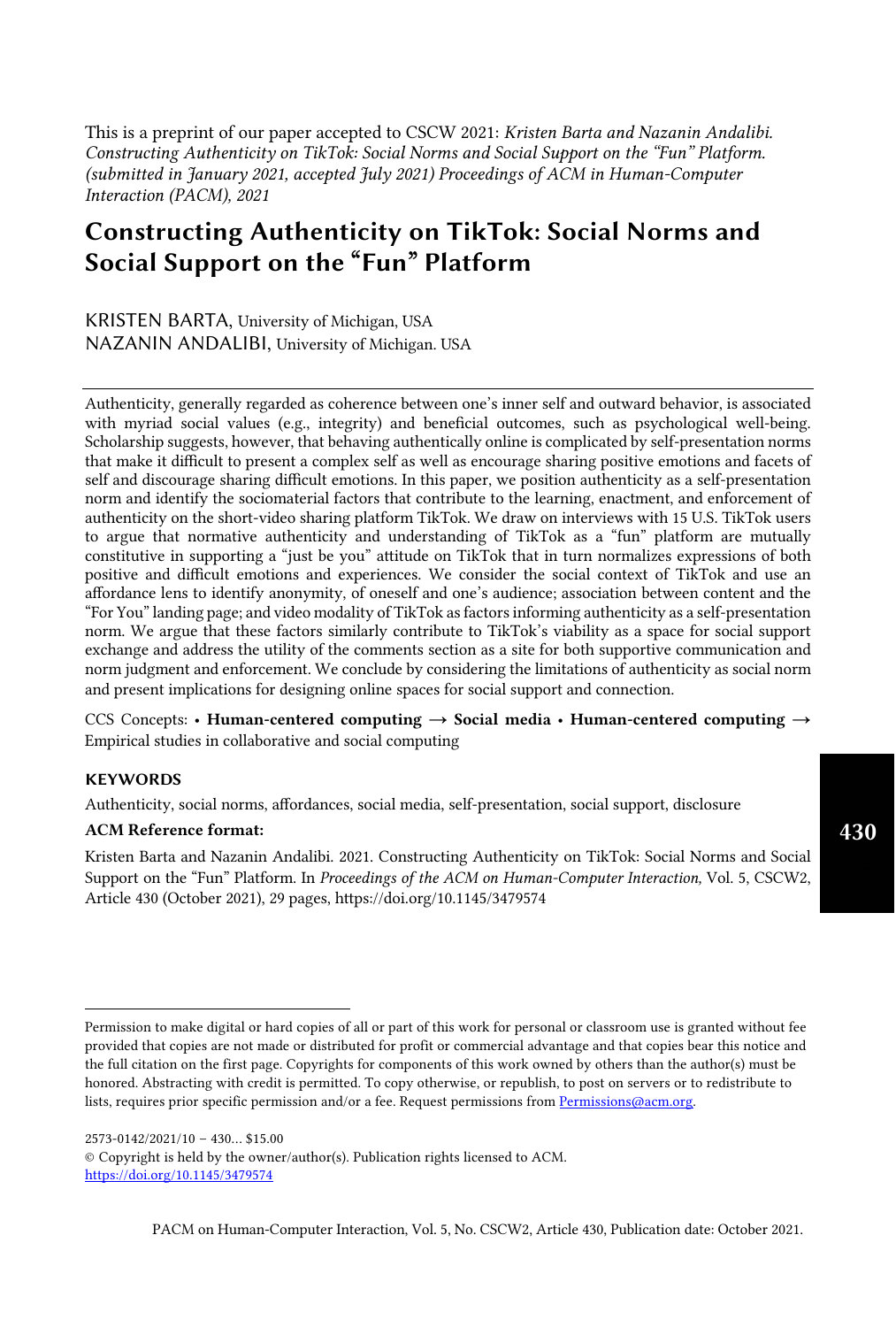This is a preprint of our paper accepted to CSCW 2021: *Kristen Barta and Nazanin Andalibi. Constructing Authenticity on TikTok: Social Norms and Social Support on the "Fun" Platform. (submitted in January 2021, accepted July 2021) Proceedings of ACM in Human-Computer Interaction (PACM), 2021*

# Constructing Authenticity on TikTok: Social Norms and Social Support on the "Fun" Platform

KRISTEN BARTA, University of Michigan, USA
NAZANIN ANDALIBI, University of Michigan. USA

Authenticity, generally regarded as coherence between one's inner self and outward behavior, is associated with myriad social values (e.g., integrity) and beneficial outcomes, such as psychological well-being. Scholarship suggests, however, that behaving authentically online is complicated by self-presentation norms that make it difficult to present a complex self as well as encourage sharing positive emotions and facets of self and discourage sharing difficult emotions. In this paper, we position authenticity as a self-presentation norm and identify the sociomaterial factors that contribute to the learning, enactment, and enforcement of authenticity on the short-video sharing platform TikTok. We draw on interviews with 15 U.S. TikTok users to argue that normative authenticity and understanding of TikTok as a "fun" platform are mutually constitutive in supporting a "just be you" attitude on TikTok that in turn normalizes expressions of both positive and difficult emotions and experiences. We consider the social context of TikTok and use an affordance lens to identify anonymity, of oneself and one's audience; association between content and the "For You" landing page; and video modality of TikTok as factors informing authenticity as a self-presentation norm. We argue that these factors similarly contribute to TikTok's viability as a space for social support exchange and address the utility of the comments section as a site for both supportive communication and norm judgment and enforcement. We conclude by considering the limitations of authenticity as social norm and present implications for designing online spaces for social support and connection.

CCS Concepts: • **Human-centered computing → Social media** • **Human-centered computing →** Empirical studies in collaborative and social computing

**KEYWORDS**

Authenticity, social norms, affordances, social media, self-presentation, social support, disclosure

**ACM Reference format:**

Kristen Barta and Nazanin Andalibi. 2021. Constructing Authenticity on TikTok: Social Norms and Social Support on the "Fun" Platform. In *Proceedings of the ACM on Human-Computer Interaction,* Vol. 5, CSCW2, Article 430 (October 2021), 29 pages, https://doi.org/10.1145/3479574

---

Permission to make digital or hard copies of all or part of this work for personal or classroom use is granted without fee provided that copies are not made or distributed for profit or commercial advantage and that copies bear this notice and the full citation on the first page. Copyrights for components of this work owned by others than the author(s) must be honored. Abstracting with credit is permitted. To copy otherwise, or republish, to post on servers or to redistribute to lists, requires prior specific permission and/or a fee. Request permissions from Permissions@acm.org.

2573-0142/2021/10 – 430… $15.00
© Copyright is held by the owner/author(s). Publication rights licensed to ACM.
https://doi.org/10.1145/3479574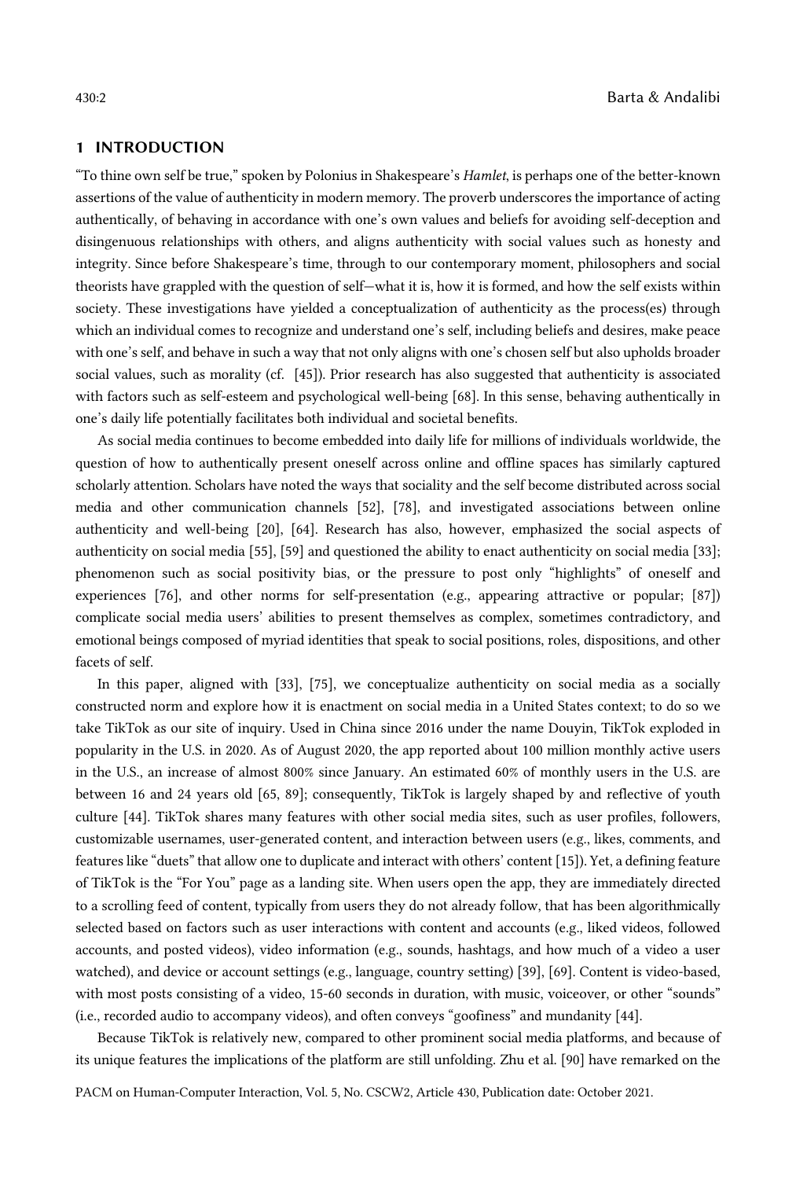## 1 INTRODUCTION

"To thine own self be true," spoken by Polonius in Shakespeare's *Hamlet*, is perhaps one of the better-known assertions of the value of authenticity in modern memory. The proverb underscores the importance of acting authentically, of behaving in accordance with one's own values and beliefs for avoiding self-deception and disingenuous relationships with others, and aligns authenticity with social values such as honesty and integrity. Since before Shakespeare's time, through to our contemporary moment, philosophers and social theorists have grappled with the question of self—what it is, how it is formed, and how the self exists within society. These investigations have yielded a conceptualization of authenticity as the process(es) through which an individual comes to recognize and understand one's self, including beliefs and desires, make peace with one's self, and behave in such a way that not only aligns with one's chosen self but also upholds broader social values, such as morality (cf. [45]). Prior research has also suggested that authenticity is associated with factors such as self-esteem and psychological well-being [68]. In this sense, behaving authentically in one's daily life potentially facilitates both individual and societal benefits.

As social media continues to become embedded into daily life for millions of individuals worldwide, the question of how to authentically present oneself across online and offline spaces has similarly captured scholarly attention. Scholars have noted the ways that sociality and the self become distributed across social media and other communication channels [52], [78], and investigated associations between online authenticity and well-being [20], [64]. Research has also, however, emphasized the social aspects of authenticity on social media [55], [59] and questioned the ability to enact authenticity on social media [33]; phenomenon such as social positivity bias, or the pressure to post only "highlights" of oneself and experiences [76], and other norms for self-presentation (e.g., appearing attractive or popular; [87]) complicate social media users' abilities to present themselves as complex, sometimes contradictory, and emotional beings composed of myriad identities that speak to social positions, roles, dispositions, and other facets of self.

In this paper, aligned with [33], [75], we conceptualize authenticity on social media as a socially constructed norm and explore how it is enactment on social media in a United States context; to do so we take TikTok as our site of inquiry. Used in China since 2016 under the name Douyin, TikTok exploded in popularity in the U.S. in 2020. As of August 2020, the app reported about 100 million monthly active users in the U.S., an increase of almost 800% since January. An estimated 60% of monthly users in the U.S. are between 16 and 24 years old [65, 89]; consequently, TikTok is largely shaped by and reflective of youth culture [44]. TikTok shares many features with other social media sites, such as user profiles, followers, customizable usernames, user-generated content, and interaction between users (e.g., likes, comments, and features like "duets" that allow one to duplicate and interact with others' content [15]). Yet, a defining feature of TikTok is the "For You" page as a landing site. When users open the app, they are immediately directed to a scrolling feed of content, typically from users they do not already follow, that has been algorithmically selected based on factors such as user interactions with content and accounts (e.g., liked videos, followed accounts, and posted videos), video information (e.g., sounds, hashtags, and how much of a video a user watched), and device or account settings (e.g., language, country setting) [39], [69]. Content is video-based, with most posts consisting of a video, 15-60 seconds in duration, with music, voiceover, or other "sounds" (i.e., recorded audio to accompany videos), and often conveys "goofiness" and mundanity [44].

Because TikTok is relatively new, compared to other prominent social media platforms, and because of its unique features the implications of the platform are still unfolding. Zhu et al. [90] have remarked on the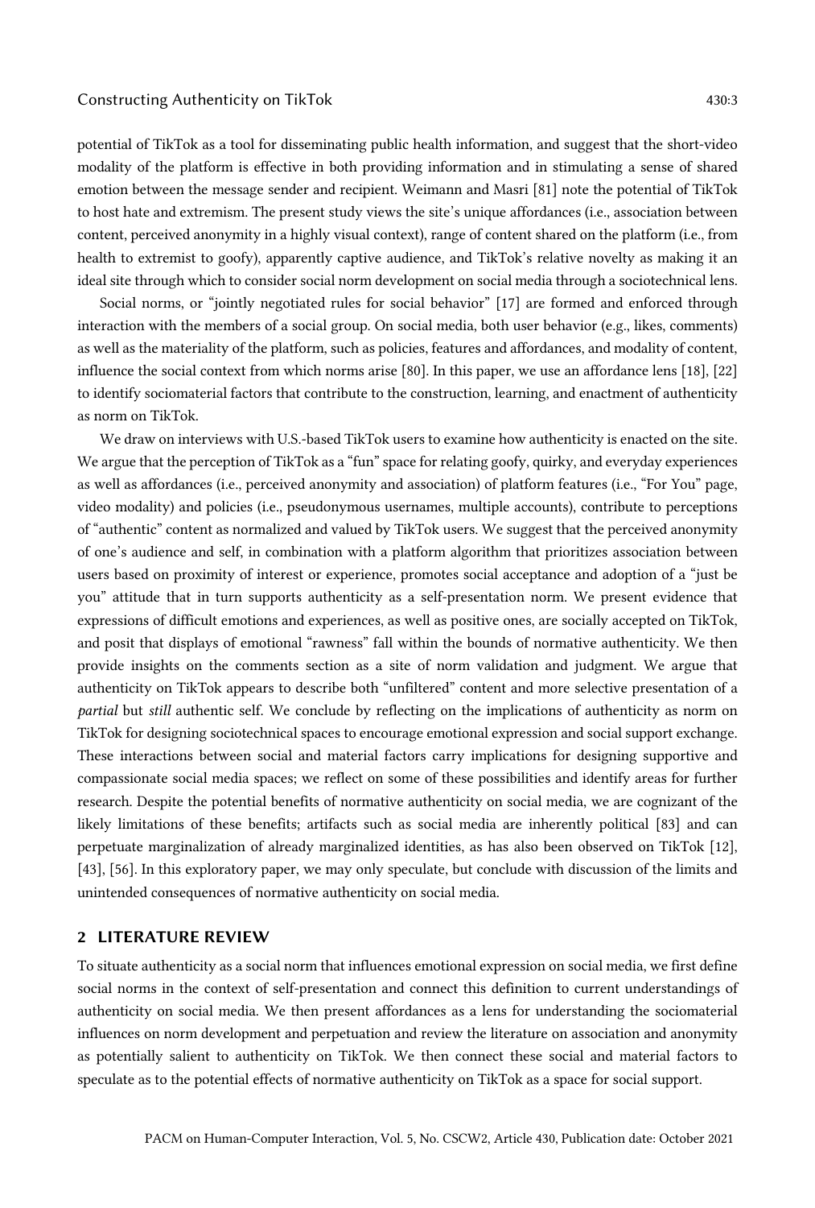potential of TikTok as a tool for disseminating public health information, and suggest that the short-video modality of the platform is effective in both providing information and in stimulating a sense of shared emotion between the message sender and recipient. Weimann and Masri [81] note the potential of TikTok to host hate and extremism. The present study views the site's unique affordances (i.e., association between content, perceived anonymity in a highly visual context), range of content shared on the platform (i.e., from health to extremist to goofy), apparently captive audience, and TikTok's relative novelty as making it an ideal site through which to consider social norm development on social media through a sociotechnical lens.

Social norms, or "jointly negotiated rules for social behavior" [17] are formed and enforced through interaction with the members of a social group. On social media, both user behavior (e.g., likes, comments) as well as the materiality of the platform, such as policies, features and affordances, and modality of content, influence the social context from which norms arise [80]. In this paper, we use an affordance lens [18], [22] to identify sociomaterial factors that contribute to the construction, learning, and enactment of authenticity as norm on TikTok.

We draw on interviews with U.S.-based TikTok users to examine how authenticity is enacted on the site. We argue that the perception of TikTok as a "fun" space for relating goofy, quirky, and everyday experiences as well as affordances (i.e., perceived anonymity and association) of platform features (i.e., "For You" page, video modality) and policies (i.e., pseudonymous usernames, multiple accounts), contribute to perceptions of "authentic" content as normalized and valued by TikTok users. We suggest that the perceived anonymity of one's audience and self, in combination with a platform algorithm that prioritizes association between users based on proximity of interest or experience, promotes social acceptance and adoption of a "just be you" attitude that in turn supports authenticity as a self-presentation norm. We present evidence that expressions of difficult emotions and experiences, as well as positive ones, are socially accepted on TikTok, and posit that displays of emotional "rawness" fall within the bounds of normative authenticity. We then provide insights on the comments section as a site of norm validation and judgment. We argue that authenticity on TikTok appears to describe both "unfiltered" content and more selective presentation of a *partial* but *still* authentic self. We conclude by reflecting on the implications of authenticity as norm on TikTok for designing sociotechnical spaces to encourage emotional expression and social support exchange. These interactions between social and material factors carry implications for designing supportive and compassionate social media spaces; we reflect on some of these possibilities and identify areas for further research. Despite the potential benefits of normative authenticity on social media, we are cognizant of the likely limitations of these benefits; artifacts such as social media are inherently political [83] and can perpetuate marginalization of already marginalized identities, as has also been observed on TikTok [12], [43], [56]. In this exploratory paper, we may only speculate, but conclude with discussion of the limits and unintended consequences of normative authenticity on social media.

## 2 LITERATURE REVIEW

To situate authenticity as a social norm that influences emotional expression on social media, we first define social norms in the context of self-presentation and connect this definition to current understandings of authenticity on social media. We then present affordances as a lens for understanding the sociomaterial influences on norm development and perpetuation and review the literature on association and anonymity as potentially salient to authenticity on TikTok. We then connect these social and material factors to speculate as to the potential effects of normative authenticity on TikTok as a space for social support.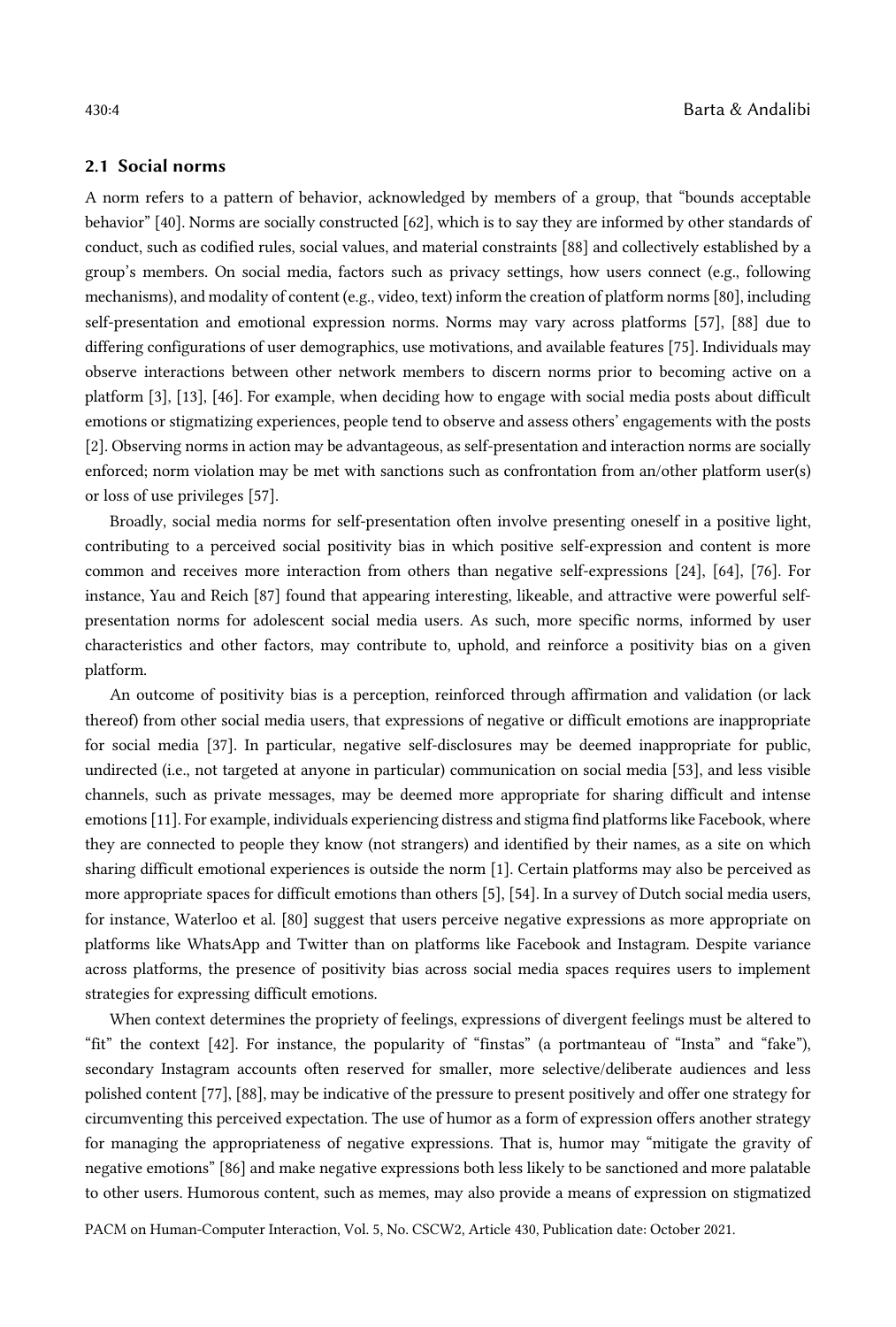## 2.1 Social norms

A norm refers to a pattern of behavior, acknowledged by members of a group, that "bounds acceptable behavior" [40]. Norms are socially constructed [62], which is to say they are informed by other standards of conduct, such as codified rules, social values, and material constraints [88] and collectively established by a group's members. On social media, factors such as privacy settings, how users connect (e.g., following mechanisms), and modality of content (e.g., video, text) inform the creation of platform norms [80], including self-presentation and emotional expression norms. Norms may vary across platforms [57], [88] due to differing configurations of user demographics, use motivations, and available features [75]. Individuals may observe interactions between other network members to discern norms prior to becoming active on a platform [3], [13], [46]. For example, when deciding how to engage with social media posts about difficult emotions or stigmatizing experiences, people tend to observe and assess others' engagements with the posts [2]. Observing norms in action may be advantageous, as self-presentation and interaction norms are socially enforced; norm violation may be met with sanctions such as confrontation from an/other platform user(s) or loss of use privileges [57].

Broadly, social media norms for self-presentation often involve presenting oneself in a positive light, contributing to a perceived social positivity bias in which positive self-expression and content is more common and receives more interaction from others than negative self-expressions [24], [64], [76]. For instance, Yau and Reich [87] found that appearing interesting, likeable, and attractive were powerful self-presentation norms for adolescent social media users. As such, more specific norms, informed by user characteristics and other factors, may contribute to, uphold, and reinforce a positivity bias on a given platform.

An outcome of positivity bias is a perception, reinforced through affirmation and validation (or lack thereof) from other social media users, that expressions of negative or difficult emotions are inappropriate for social media [37]. In particular, negative self-disclosures may be deemed inappropriate for public, undirected (i.e., not targeted at anyone in particular) communication on social media [53], and less visible channels, such as private messages, may be deemed more appropriate for sharing difficult and intense emotions [11]. For example, individuals experiencing distress and stigma find platforms like Facebook, where they are connected to people they know (not strangers) and identified by their names, as a site on which sharing difficult emotional experiences is outside the norm [1]. Certain platforms may also be perceived as more appropriate spaces for difficult emotions than others [5], [54]. In a survey of Dutch social media users, for instance, Waterloo et al. [80] suggest that users perceive negative expressions as more appropriate on platforms like WhatsApp and Twitter than on platforms like Facebook and Instagram. Despite variance across platforms, the presence of positivity bias across social media spaces requires users to implement strategies for expressing difficult emotions.

When context determines the propriety of feelings, expressions of divergent feelings must be altered to "fit" the context [42]. For instance, the popularity of "finstas" (a portmanteau of "Insta" and "fake"), secondary Instagram accounts often reserved for smaller, more selective/deliberate audiences and less polished content [77], [88], may be indicative of the pressure to present positively and offer one strategy for circumventing this perceived expectation. The use of humor as a form of expression offers another strategy for managing the appropriateness of negative expressions. That is, humor may "mitigate the gravity of negative emotions" [86] and make negative expressions both less likely to be sanctioned and more palatable to other users. Humorous content, such as memes, may also provide a means of expression on stigmatized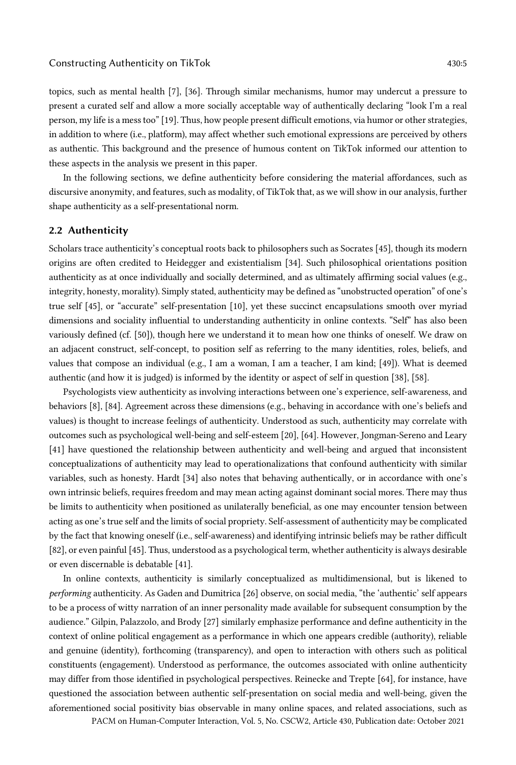topics, such as mental health [7], [36]. Through similar mechanisms, humor may undercut a pressure to present a curated self and allow a more socially acceptable way of authentically declaring "look I'm a real person, my life is a mess too" [19]. Thus, how people present difficult emotions, via humor or other strategies, in addition to where (i.e., platform), may affect whether such emotional expressions are perceived by others as authentic. This background and the presence of humous content on TikTok informed our attention to these aspects in the analysis we present in this paper.

In the following sections, we define authenticity before considering the material affordances, such as discursive anonymity, and features, such as modality, of TikTok that, as we will show in our analysis, further shape authenticity as a self-presentational norm.

## 2.2 Authenticity

Scholars trace authenticity's conceptual roots back to philosophers such as Socrates [45], though its modern origins are often credited to Heidegger and existentialism [34]. Such philosophical orientations position authenticity as at once individually and socially determined, and as ultimately affirming social values (e.g., integrity, honesty, morality). Simply stated, authenticity may be defined as "unobstructed operation" of one's true self [45], or "accurate" self-presentation [10], yet these succinct encapsulations smooth over myriad dimensions and sociality influential to understanding authenticity in online contexts. "Self" has also been variously defined (cf. [50]), though here we understand it to mean how one thinks of oneself. We draw on an adjacent construct, self-concept, to position self as referring to the many identities, roles, beliefs, and values that compose an individual (e.g., I am a woman, I am a teacher, I am kind; [49]). What is deemed authentic (and how it is judged) is informed by the identity or aspect of self in question [38], [58].

Psychologists view authenticity as involving interactions between one's experience, self-awareness, and behaviors [8], [84]. Agreement across these dimensions (e.g., behaving in accordance with one's beliefs and values) is thought to increase feelings of authenticity. Understood as such, authenticity may correlate with outcomes such as psychological well-being and self-esteem [20], [64]. However, Jongman-Sereno and Leary [41] have questioned the relationship between authenticity and well-being and argued that inconsistent conceptualizations of authenticity may lead to operationalizations that confound authenticity with similar variables, such as honesty. Hardt [34] also notes that behaving authentically, or in accordance with one's own intrinsic beliefs, requires freedom and may mean acting against dominant social mores. There may thus be limits to authenticity when positioned as unilaterally beneficial, as one may encounter tension between acting as one's true self and the limits of social propriety. Self-assessment of authenticity may be complicated by the fact that knowing oneself (i.e., self-awareness) and identifying intrinsic beliefs may be rather difficult [82], or even painful [45]. Thus, understood as a psychological term, whether authenticity is always desirable or even discernable is debatable [41].

In online contexts, authenticity is similarly conceptualized as multidimensional, but is likened to *performing* authenticity. As Gaden and Dumitrica [26] observe, on social media, "the 'authentic' self appears to be a process of witty narration of an inner personality made available for subsequent consumption by the audience." Gilpin, Palazzolo, and Brody [27] similarly emphasize performance and define authenticity in the context of online political engagement as a performance in which one appears credible (authority), reliable and genuine (identity), forthcoming (transparency), and open to interaction with others such as political constituents (engagement). Understood as performance, the outcomes associated with online authenticity may differ from those identified in psychological perspectives. Reinecke and Trepte [64], for instance, have questioned the association between authentic self-presentation on social media and well-being, given the aforementioned social positivity bias observable in many online spaces, and related associations, such as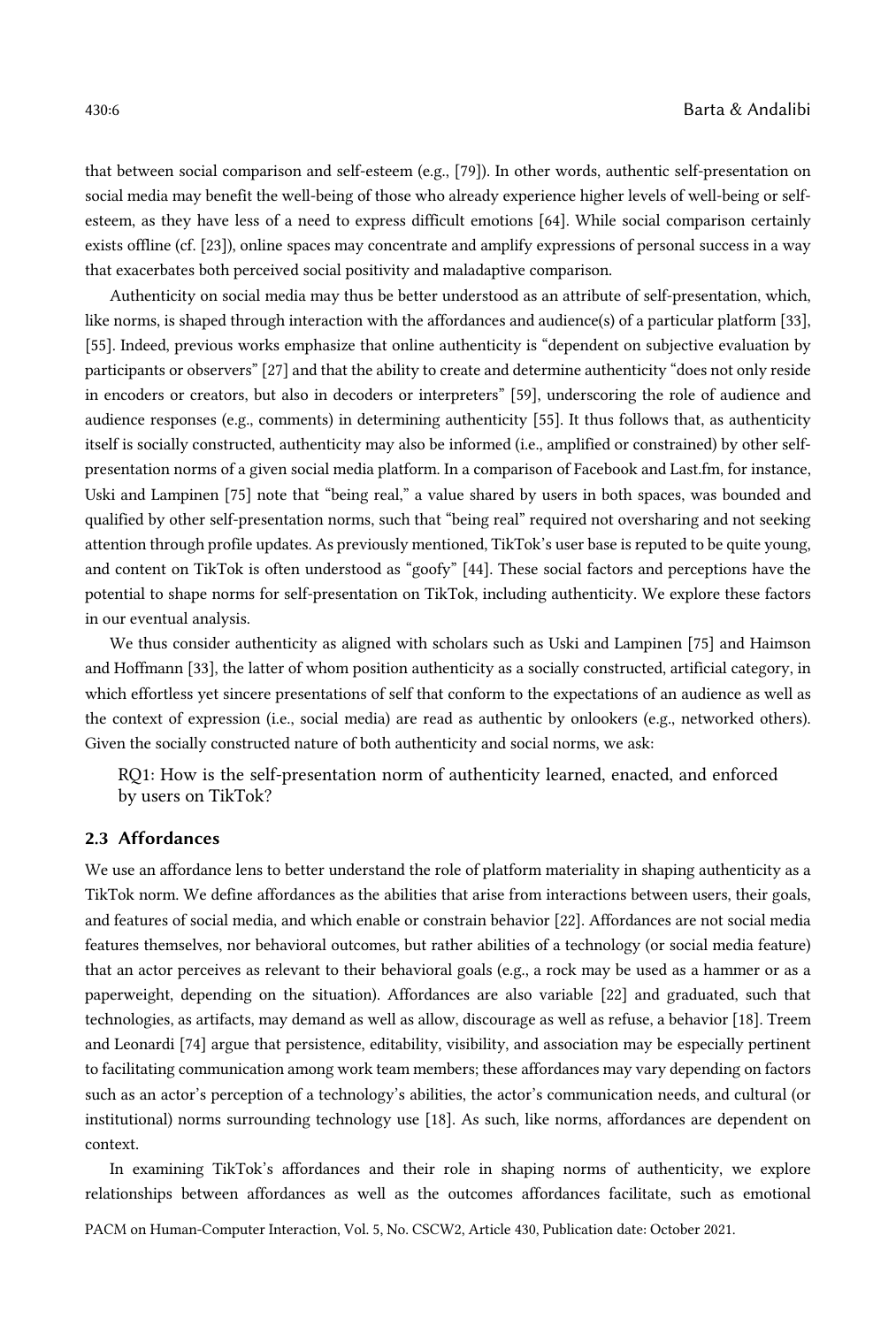that between social comparison and self-esteem (e.g., [79]). In other words, authentic self-presentation on social media may benefit the well-being of those who already experience higher levels of well-being or self-esteem, as they have less of a need to express difficult emotions [64]. While social comparison certainly exists offline (cf. [23]), online spaces may concentrate and amplify expressions of personal success in a way that exacerbates both perceived social positivity and maladaptive comparison.

Authenticity on social media may thus be better understood as an attribute of self-presentation, which, like norms, is shaped through interaction with the affordances and audience(s) of a particular platform [33], [55]. Indeed, previous works emphasize that online authenticity is "dependent on subjective evaluation by participants or observers" [27] and that the ability to create and determine authenticity "does not only reside in encoders or creators, but also in decoders or interpreters" [59], underscoring the role of audience and audience responses (e.g., comments) in determining authenticity [55]. It thus follows that, as authenticity itself is socially constructed, authenticity may also be informed (i.e., amplified or constrained) by other self-presentation norms of a given social media platform. In a comparison of Facebook and Last.fm, for instance, Uski and Lampinen [75] note that "being real," a value shared by users in both spaces, was bounded and qualified by other self-presentation norms, such that "being real" required not oversharing and not seeking attention through profile updates. As previously mentioned, TikTok's user base is reputed to be quite young, and content on TikTok is often understood as "goofy" [44]. These social factors and perceptions have the potential to shape norms for self-presentation on TikTok, including authenticity. We explore these factors in our eventual analysis.

We thus consider authenticity as aligned with scholars such as Uski and Lampinen [75] and Haimson and Hoffmann [33], the latter of whom position authenticity as a socially constructed, artificial category, in which effortless yet sincere presentations of self that conform to the expectations of an audience as well as the context of expression (i.e., social media) are read as authentic by onlookers (e.g., networked others). Given the socially constructed nature of both authenticity and social norms, we ask:

> RQ1: How is the self-presentation norm of authenticity learned, enacted, and enforced by users on TikTok?

### 2.3 Affordances

We use an affordance lens to better understand the role of platform materiality in shaping authenticity as a TikTok norm. We define affordances as the abilities that arise from interactions between users, their goals, and features of social media, and which enable or constrain behavior [22]. Affordances are not social media features themselves, nor behavioral outcomes, but rather abilities of a technology (or social media feature) that an actor perceives as relevant to their behavioral goals (e.g., a rock may be used as a hammer or as a paperweight, depending on the situation). Affordances are also variable [22] and graduated, such that technologies, as artifacts, may demand as well as allow, discourage as well as refuse, a behavior [18]. Treem and Leonardi [74] argue that persistence, editability, visibility, and association may be especially pertinent to facilitating communication among work team members; these affordances may vary depending on factors such as an actor's perception of a technology's abilities, the actor's communication needs, and cultural (or institutional) norms surrounding technology use [18]. As such, like norms, affordances are dependent on context.

In examining TikTok's affordances and their role in shaping norms of authenticity, we explore relationships between affordances as well as the outcomes affordances facilitate, such as emotional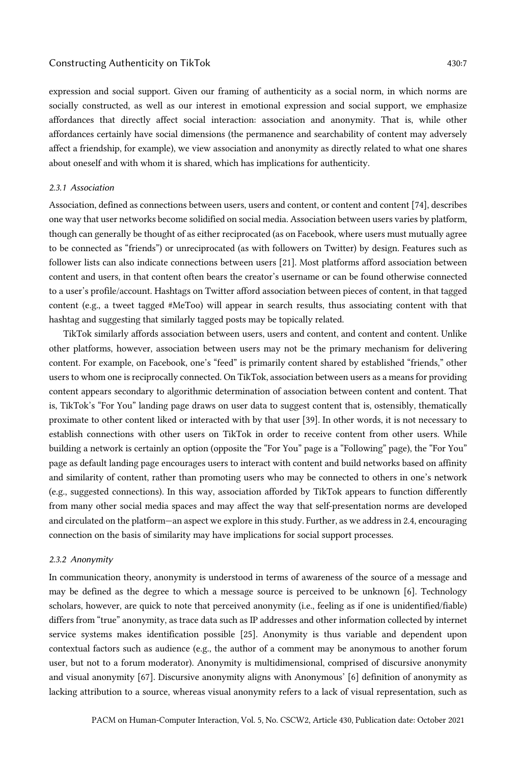expression and social support. Given our framing of authenticity as a social norm, in which norms are socially constructed, as well as our interest in emotional expression and social support, we emphasize affordances that directly affect social interaction: association and anonymity. That is, while other affordances certainly have social dimensions (the permanence and searchability of content may adversely affect a friendship, for example), we view association and anonymity as directly related to what one shares about oneself and with whom it is shared, which has implications for authenticity.

#### *2.3.1 Association*

Association, defined as connections between users, users and content, or content and content [74], describes one way that user networks become solidified on social media. Association between users varies by platform, though can generally be thought of as either reciprocated (as on Facebook, where users must mutually agree to be connected as "friends") or unreciprocated (as with followers on Twitter) by design. Features such as follower lists can also indicate connections between users [21]. Most platforms afford association between content and users, in that content often bears the creator's username or can be found otherwise connected to a user's profile/account. Hashtags on Twitter afford association between pieces of content, in that tagged content (e.g., a tweet tagged #MeToo) will appear in search results, thus associating content with that hashtag and suggesting that similarly tagged posts may be topically related.

TikTok similarly affords association between users, users and content, and content and content. Unlike other platforms, however, association between users may not be the primary mechanism for delivering content. For example, on Facebook, one's "feed" is primarily content shared by established "friends," other users to whom one is reciprocally connected. On TikTok, association between users as a means for providing content appears secondary to algorithmic determination of association between content and content. That is, TikTok's "For You" landing page draws on user data to suggest content that is, ostensibly, thematically proximate to other content liked or interacted with by that user [39]. In other words, it is not necessary to establish connections with other users on TikTok in order to receive content from other users. While building a network is certainly an option (opposite the "For You" page is a "Following" page), the "For You" page as default landing page encourages users to interact with content and build networks based on affinity and similarity of content, rather than promoting users who may be connected to others in one's network (e.g., suggested connections). In this way, association afforded by TikTok appears to function differently from many other social media spaces and may affect the way that self-presentation norms are developed and circulated on the platform—an aspect we explore in this study. Further, as we address in 2.4, encouraging connection on the basis of similarity may have implications for social support processes.

#### *2.3.2 Anonymity*

In communication theory, anonymity is understood in terms of awareness of the source of a message and may be defined as the degree to which a message source is perceived to be unknown [6]. Technology scholars, however, are quick to note that perceived anonymity (i.e., feeling as if one is unidentified/fiable) differs from "true" anonymity, as trace data such as IP addresses and other information collected by internet service systems makes identification possible [25]. Anonymity is thus variable and dependent upon contextual factors such as audience (e.g., the author of a comment may be anonymous to another forum user, but not to a forum moderator). Anonymity is multidimensional, comprised of discursive anonymity and visual anonymity [67]. Discursive anonymity aligns with Anonymous' [6] definition of anonymity as lacking attribution to a source, whereas visual anonymity refers to a lack of visual representation, such as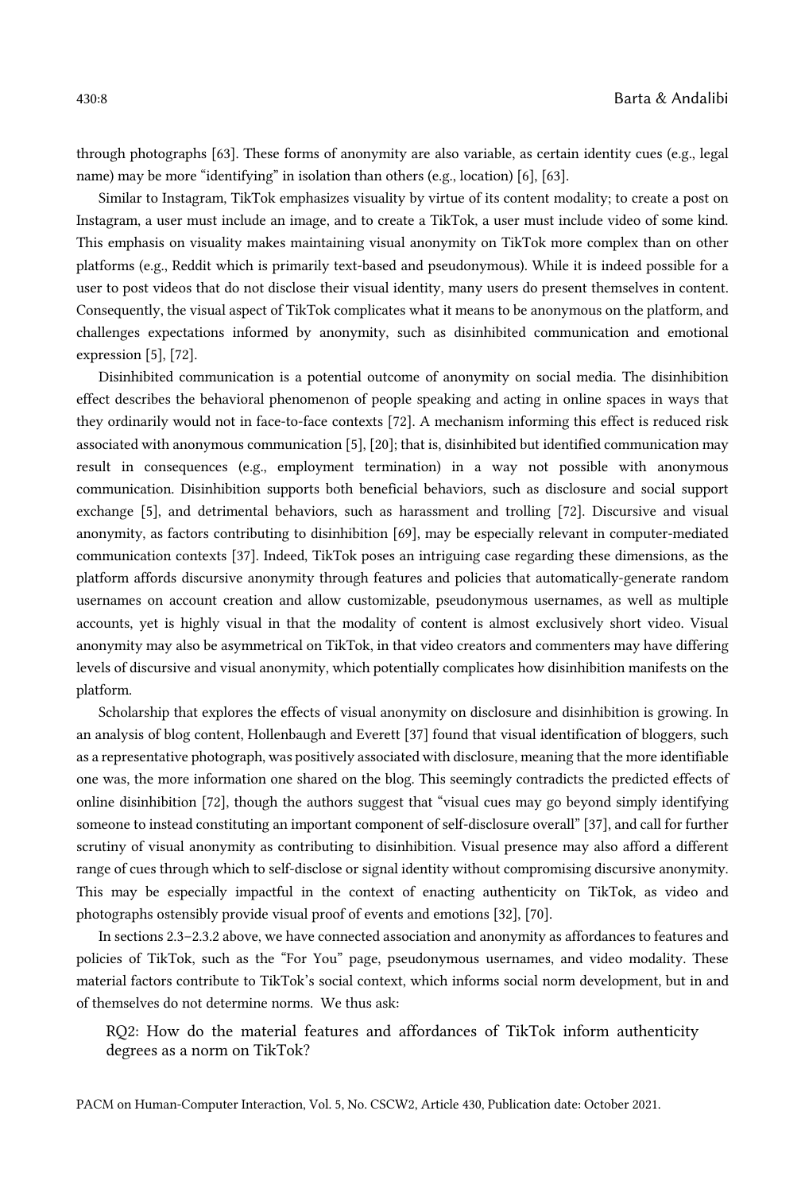through photographs [63]. These forms of anonymity are also variable, as certain identity cues (e.g., legal name) may be more "identifying" in isolation than others (e.g., location) [6], [63].

Similar to Instagram, TikTok emphasizes visuality by virtue of its content modality; to create a post on Instagram, a user must include an image, and to create a TikTok, a user must include video of some kind. This emphasis on visuality makes maintaining visual anonymity on TikTok more complex than on other platforms (e.g., Reddit which is primarily text-based and pseudonymous). While it is indeed possible for a user to post videos that do not disclose their visual identity, many users do present themselves in content. Consequently, the visual aspect of TikTok complicates what it means to be anonymous on the platform, and challenges expectations informed by anonymity, such as disinhibited communication and emotional expression [5], [72].

Disinhibited communication is a potential outcome of anonymity on social media. The disinhibition effect describes the behavioral phenomenon of people speaking and acting in online spaces in ways that they ordinarily would not in face-to-face contexts [72]. A mechanism informing this effect is reduced risk associated with anonymous communication [5], [20]; that is, disinhibited but identified communication may result in consequences (e.g., employment termination) in a way not possible with anonymous communication. Disinhibition supports both beneficial behaviors, such as disclosure and social support exchange [5], and detrimental behaviors, such as harassment and trolling [72]. Discursive and visual anonymity, as factors contributing to disinhibition [69], may be especially relevant in computer-mediated communication contexts [37]. Indeed, TikTok poses an intriguing case regarding these dimensions, as the platform affords discursive anonymity through features and policies that automatically-generate random usernames on account creation and allow customizable, pseudonymous usernames, as well as multiple accounts, yet is highly visual in that the modality of content is almost exclusively short video. Visual anonymity may also be asymmetrical on TikTok, in that video creators and commenters may have differing levels of discursive and visual anonymity, which potentially complicates how disinhibition manifests on the platform.

Scholarship that explores the effects of visual anonymity on disclosure and disinhibition is growing. In an analysis of blog content, Hollenbaugh and Everett [37] found that visual identification of bloggers, such as a representative photograph, was positively associated with disclosure, meaning that the more identifiable one was, the more information one shared on the blog. This seemingly contradicts the predicted effects of online disinhibition [72], though the authors suggest that "visual cues may go beyond simply identifying someone to instead constituting an important component of self-disclosure overall" [37], and call for further scrutiny of visual anonymity as contributing to disinhibition. Visual presence may also afford a different range of cues through which to self-disclose or signal identity without compromising discursive anonymity. This may be especially impactful in the context of enacting authenticity on TikTok, as video and photographs ostensibly provide visual proof of events and emotions [32], [70].

In sections 2.3–2.3.2 above, we have connected association and anonymity as affordances to features and policies of TikTok, such as the "For You" page, pseudonymous usernames, and video modality. These material factors contribute to TikTok's social context, which informs social norm development, but in and of themselves do not determine norms. We thus ask:

> RQ2: How do the material features and affordances of TikTok inform authenticity degrees as a norm on TikTok?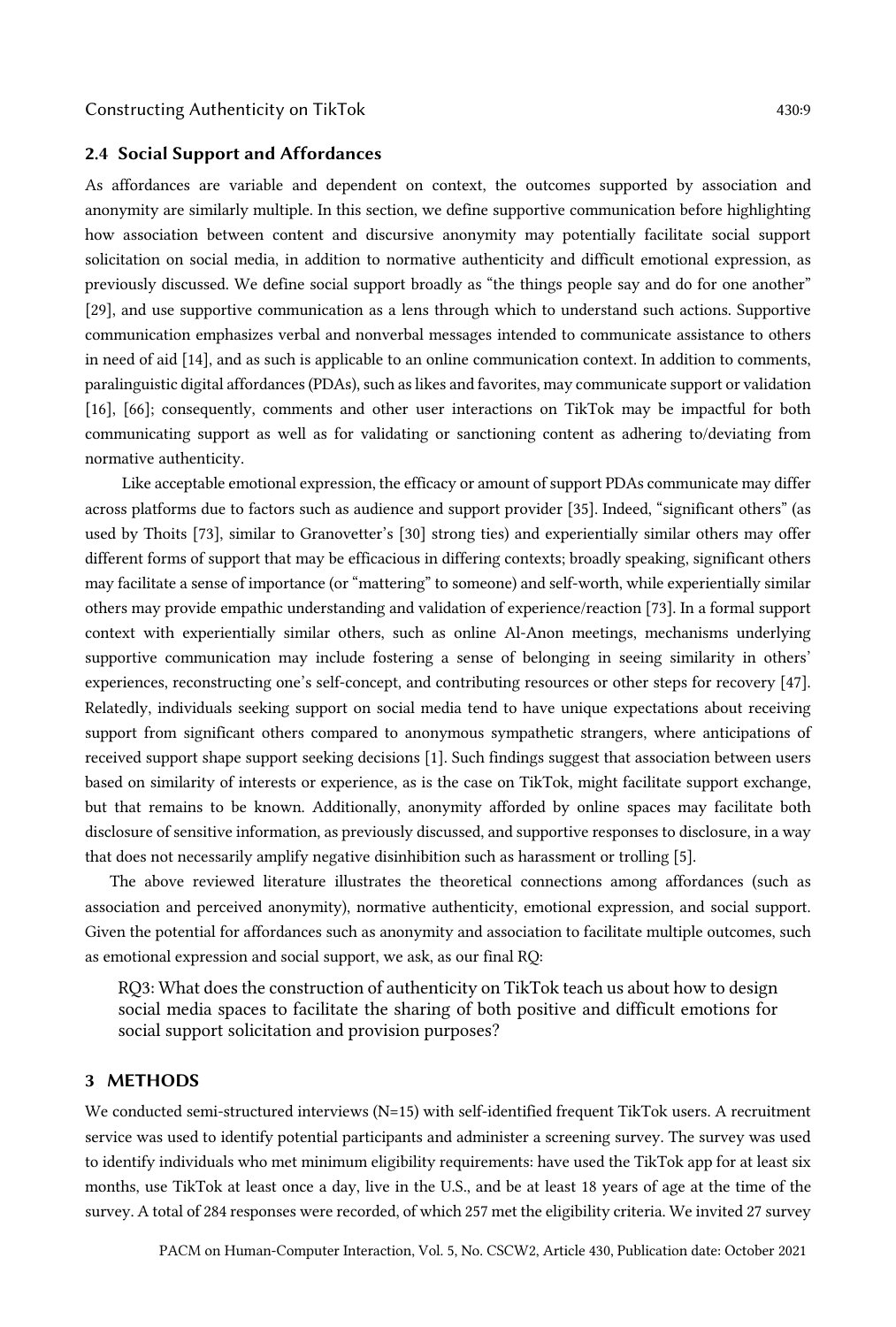### 2.4 Social Support and Affordances

As affordances are variable and dependent on context, the outcomes supported by association and anonymity are similarly multiple. In this section, we define supportive communication before highlighting how association between content and discursive anonymity may potentially facilitate social support solicitation on social media, in addition to normative authenticity and difficult emotional expression, as previously discussed. We define social support broadly as "the things people say and do for one another" [29], and use supportive communication as a lens through which to understand such actions. Supportive communication emphasizes verbal and nonverbal messages intended to communicate assistance to others in need of aid [14], and as such is applicable to an online communication context. In addition to comments, paralinguistic digital affordances (PDAs), such as likes and favorites, may communicate support or validation [16], [66]; consequently, comments and other user interactions on TikTok may be impactful for both communicating support as well as for validating or sanctioning content as adhering to/deviating from normative authenticity.

Like acceptable emotional expression, the efficacy or amount of support PDAs communicate may differ across platforms due to factors such as audience and support provider [35]. Indeed, "significant others" (as used by Thoits [73], similar to Granovetter's [30] strong ties) and experientially similar others may offer different forms of support that may be efficacious in differing contexts; broadly speaking, significant others may facilitate a sense of importance (or "mattering" to someone) and self-worth, while experientially similar others may provide empathic understanding and validation of experience/reaction [73]. In a formal support context with experientially similar others, such as online Al-Anon meetings, mechanisms underlying supportive communication may include fostering a sense of belonging in seeing similarity in others' experiences, reconstructing one's self-concept, and contributing resources or other steps for recovery [47]. Relatedly, individuals seeking support on social media tend to have unique expectations about receiving support from significant others compared to anonymous sympathetic strangers, where anticipations of received support shape support seeking decisions [1]. Such findings suggest that association between users based on similarity of interests or experience, as is the case on TikTok, might facilitate support exchange, but that remains to be known. Additionally, anonymity afforded by online spaces may facilitate both disclosure of sensitive information, as previously discussed, and supportive responses to disclosure, in a way that does not necessarily amplify negative disinhibition such as harassment or trolling [5].

The above reviewed literature illustrates the theoretical connections among affordances (such as association and perceived anonymity), normative authenticity, emotional expression, and social support. Given the potential for affordances such as anonymity and association to facilitate multiple outcomes, such as emotional expression and social support, we ask, as our final RQ:

> RQ3: What does the construction of authenticity on TikTok teach us about how to design social media spaces to facilitate the sharing of both positive and difficult emotions for social support solicitation and provision purposes?

## 3 METHODS

We conducted semi-structured interviews (N=15) with self-identified frequent TikTok users. A recruitment service was used to identify potential participants and administer a screening survey. The survey was used to identify individuals who met minimum eligibility requirements: have used the TikTok app for at least six months, use TikTok at least once a day, live in the U.S., and be at least 18 years of age at the time of the survey. A total of 284 responses were recorded, of which 257 met the eligibility criteria. We invited 27 survey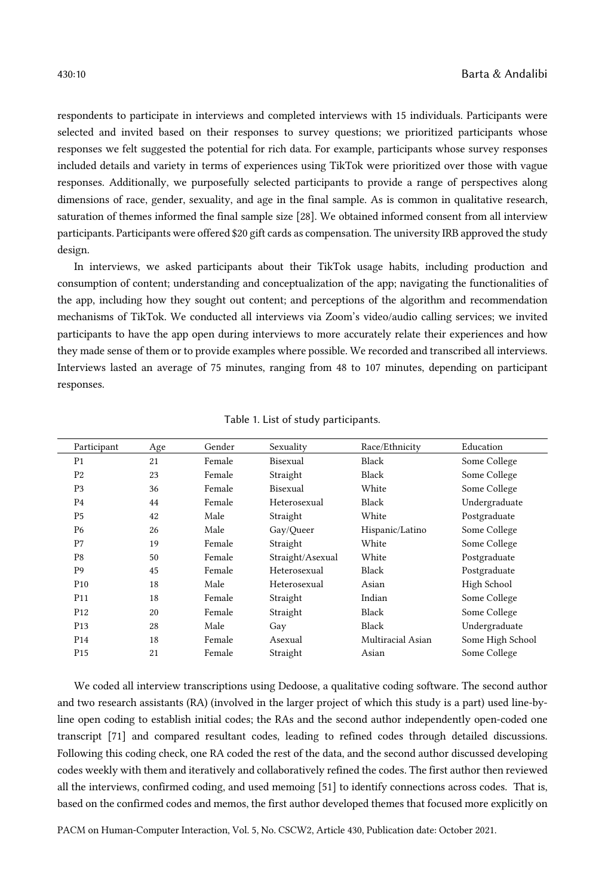respondents to participate in interviews and completed interviews with 15 individuals. Participants were selected and invited based on their responses to survey questions; we prioritized participants whose responses we felt suggested the potential for rich data. For example, participants whose survey responses included details and variety in terms of experiences using TikTok were prioritized over those with vague responses. Additionally, we purposefully selected participants to provide a range of perspectives along dimensions of race, gender, sexuality, and age in the final sample. As is common in qualitative research, saturation of themes informed the final sample size [28]. We obtained informed consent from all interview participants. Participants were offered $20 gift cards as compensation. The university IRB approved the study design.

In interviews, we asked participants about their TikTok usage habits, including production and consumption of content; understanding and conceptualization of the app; navigating the functionalities of the app, including how they sought out content; and perceptions of the algorithm and recommendation mechanisms of TikTok. We conducted all interviews via Zoom's video/audio calling services; we invited participants to have the app open during interviews to more accurately relate their experiences and how they made sense of them or to provide examples where possible. We recorded and transcribed all interviews. Interviews lasted an average of 75 minutes, ranging from 48 to 107 minutes, depending on participant responses.

Table 1. List of study participants.

| Participant | Age | Gender | Sexuality | Race/Ethnicity | Education |
|---|---|---|---|---|---|
| P1 | 21 | Female | Bisexual | Black | Some College |
| P2 | 23 | Female | Straight | Black | Some College |
| P3 | 36 | Female | Bisexual | White | Some College |
| P4 | 44 | Female | Heterosexual | Black | Undergraduate |
| P5 | 42 | Male | Straight | White | Postgraduate |
| P6 | 26 | Male | Gay/Queer | Hispanic/Latino | Some College |
| P7 | 19 | Female | Straight | White | Some College |
| P8 | 50 | Female | Straight/Asexual | White | Postgraduate |
| P9 | 45 | Female | Heterosexual | Black | Postgraduate |
| P10 | 18 | Male | Heterosexual | Asian | High School |
| P11 | 18 | Female | Straight | Indian | Some College |
| P12 | 20 | Female | Straight | Black | Some College |
| P13 | 28 | Male | Gay | Black | Undergraduate |
| P14 | 18 | Female | Asexual | Multiracial Asian | Some High School |
| P15 | 21 | Female | Straight | Asian | Some College |

We coded all interview transcriptions using Dedoose, a qualitative coding software. The second author and two research assistants (RA) (involved in the larger project of which this study is a part) used line-by-line open coding to establish initial codes; the RAs and the second author independently open-coded one transcript [71] and compared resultant codes, leading to refined codes through detailed discussions. Following this coding check, one RA coded the rest of the data, and the second author discussed developing codes weekly with them and iteratively and collaboratively refined the codes. The first author then reviewed all the interviews, confirmed coding, and used memoing [51] to identify connections across codes. That is, based on the confirmed codes and memos, the first author developed themes that focused more explicitly on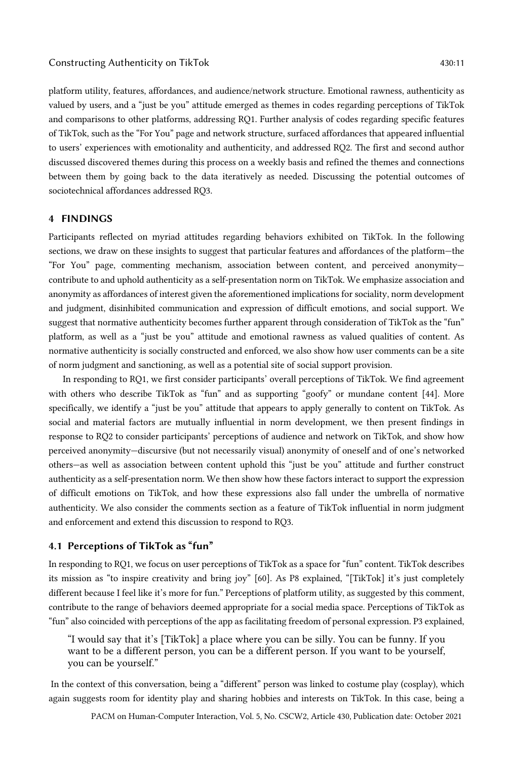platform utility, features, affordances, and audience/network structure. Emotional rawness, authenticity as valued by users, and a "just be you" attitude emerged as themes in codes regarding perceptions of TikTok and comparisons to other platforms, addressing RQ1. Further analysis of codes regarding specific features of TikTok, such as the "For You" page and network structure, surfaced affordances that appeared influential to users' experiences with emotionality and authenticity, and addressed RQ2. The first and second author discussed discovered themes during this process on a weekly basis and refined the themes and connections between them by going back to the data iteratively as needed. Discussing the potential outcomes of sociotechnical affordances addressed RQ3.

## 4 FINDINGS

Participants reflected on myriad attitudes regarding behaviors exhibited on TikTok. In the following sections, we draw on these insights to suggest that particular features and affordances of the platform—the "For You" page, commenting mechanism, association between content, and perceived anonymity—contribute to and uphold authenticity as a self-presentation norm on TikTok. We emphasize association and anonymity as affordances of interest given the aforementioned implications for sociality, norm development and judgment, disinhibited communication and expression of difficult emotions, and social support. We suggest that normative authenticity becomes further apparent through consideration of TikTok as the "fun" platform, as well as a "just be you" attitude and emotional rawness as valued qualities of content. As normative authenticity is socially constructed and enforced, we also show how user comments can be a site of norm judgment and sanctioning, as well as a potential site of social support provision.

In responding to RQ1, we first consider participants' overall perceptions of TikTok. We find agreement with others who describe TikTok as "fun" and as supporting "goofy" or mundane content [44]. More specifically, we identify a "just be you" attitude that appears to apply generally to content on TikTok. As social and material factors are mutually influential in norm development, we then present findings in response to RQ2 to consider participants' perceptions of audience and network on TikTok, and show how perceived anonymity—discursive (but not necessarily visual) anonymity of oneself and of one's networked others—as well as association between content uphold this "just be you" attitude and further construct authenticity as a self-presentation norm. We then show how these factors interact to support the expression of difficult emotions on TikTok, and how these expressions also fall under the umbrella of normative authenticity. We also consider the comments section as a feature of TikTok influential in norm judgment and enforcement and extend this discussion to respond to RQ3.

### 4.1 Perceptions of TikTok as "fun"

In responding to RQ1, we focus on user perceptions of TikTok as a space for "fun" content. TikTok describes its mission as "to inspire creativity and bring joy" [60]. As P8 explained, "[TikTok] it's just completely different because I feel like it's more for fun." Perceptions of platform utility, as suggested by this comment, contribute to the range of behaviors deemed appropriate for a social media space. Perceptions of TikTok as "fun" also coincided with perceptions of the app as facilitating freedom of personal expression. P3 explained,

> "I would say that it's [TikTok] a place where you can be silly. You can be funny. If you want to be a different person, you can be a different person. If you want to be yourself, you can be yourself."

In the context of this conversation, being a "different" person was linked to costume play (cosplay), which again suggests room for identity play and sharing hobbies and interests on TikTok. In this case, being a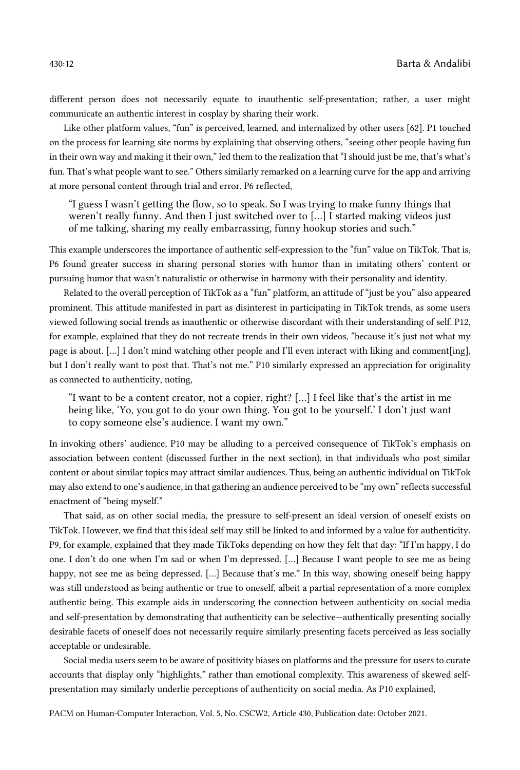different person does not necessarily equate to inauthentic self-presentation; rather, a user might communicate an authentic interest in cosplay by sharing their work.

Like other platform values, "fun" is perceived, learned, and internalized by other users [62]. P1 touched on the process for learning site norms by explaining that observing others, "seeing other people having fun in their own way and making it their own," led them to the realization that "I should just be me, that's what's fun. That's what people want to see." Others similarly remarked on a learning curve for the app and arriving at more personal content through trial and error. P6 reflected,

> "I guess I wasn't getting the flow, so to speak. So I was trying to make funny things that weren't really funny. And then I just switched over to [...] I started making videos just of me talking, sharing my really embarrassing, funny hookup stories and such."

This example underscores the importance of authentic self-expression to the "fun" value on TikTok. That is, P6 found greater success in sharing personal stories with humor than in imitating others' content or pursuing humor that wasn't naturalistic or otherwise in harmony with their personality and identity.

Related to the overall perception of TikTok as a "fun" platform, an attitude of "just be you" also appeared prominent. This attitude manifested in part as disinterest in participating in TikTok trends, as some users viewed following social trends as inauthentic or otherwise discordant with their understanding of self. P12, for example, explained that they do not recreate trends in their own videos, "because it's just not what my page is about. [...] I don't mind watching other people and I'll even interact with liking and comment[ing], but I don't really want to post that. That's not me." P10 similarly expressed an appreciation for originality as connected to authenticity, noting,

> "I want to be a content creator, not a copier, right? [...] I feel like that's the artist in me being like, 'Yo, you got to do your own thing. You got to be yourself.' I don't just want to copy someone else's audience. I want my own."

In invoking others' audience, P10 may be alluding to a perceived consequence of TikTok's emphasis on association between content (discussed further in the next section), in that individuals who post similar content or about similar topics may attract similar audiences. Thus, being an authentic individual on TikTok may also extend to one's audience, in that gathering an audience perceived to be "my own" reflects successful enactment of "being myself."

That said, as on other social media, the pressure to self-present an ideal version of oneself exists on TikTok. However, we find that this ideal self may still be linked to and informed by a value for authenticity. P9, for example, explained that they made TikToks depending on how they felt that day: "If I'm happy, I do one. I don't do one when I'm sad or when I'm depressed. [...] Because I want people to see me as being happy, not see me as being depressed. [...] Because that's me." In this way, showing oneself being happy was still understood as being authentic or true to oneself, albeit a partial representation of a more complex authentic being. This example aids in underscoring the connection between authenticity on social media and self-presentation by demonstrating that authenticity can be selective—authentically presenting socially desirable facets of oneself does not necessarily require similarly presenting facets perceived as less socially acceptable or undesirable.

Social media users seem to be aware of positivity biases on platforms and the pressure for users to curate accounts that display only "highlights," rather than emotional complexity. This awareness of skewed self-presentation may similarly underlie perceptions of authenticity on social media. As P10 explained,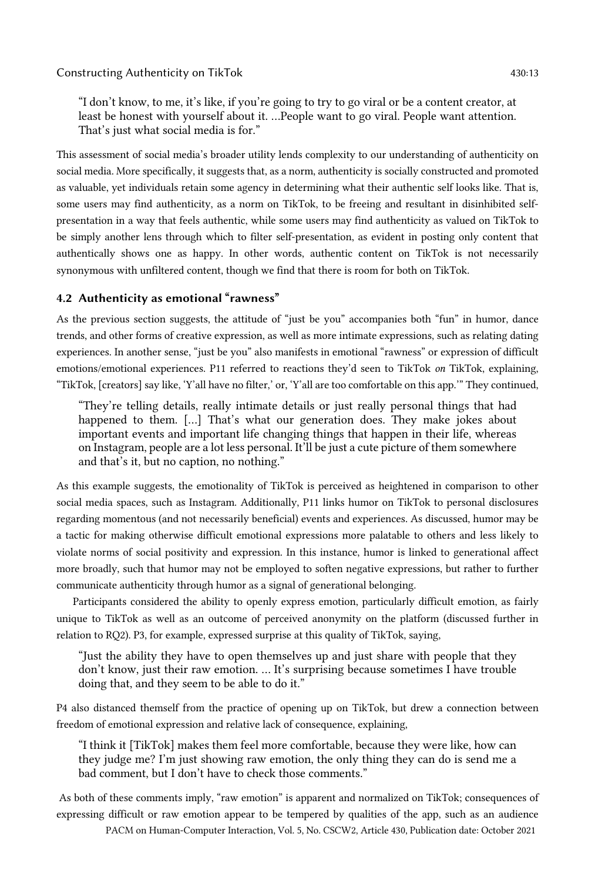> "I don't know, to me, it's like, if you're going to try to go viral or be a content creator, at least be honest with yourself about it. ...People want to go viral. People want attention. That's just what social media is for."

This assessment of social media's broader utility lends complexity to our understanding of authenticity on social media. More specifically, it suggests that, as a norm, authenticity is socially constructed and promoted as valuable, yet individuals retain some agency in determining what their authentic self looks like. That is, some users may find authenticity, as a norm on TikTok, to be freeing and resultant in disinhibited self-presentation in a way that feels authentic, while some users may find authenticity as valued on TikTok to be simply another lens through which to filter self-presentation, as evident in posting only content that authentically shows one as happy. In other words, authentic content on TikTok is not necessarily synonymous with unfiltered content, though we find that there is room for both on TikTok.

### 4.2 Authenticity as emotional "rawness"

As the previous section suggests, the attitude of "just be you" accompanies both "fun" in humor, dance trends, and other forms of creative expression, as well as more intimate expressions, such as relating dating experiences. In another sense, "just be you" also manifests in emotional "rawness" or expression of difficult emotions/emotional experiences. P11 referred to reactions they'd seen to TikTok *on* TikTok, explaining, "TikTok, [creators] say like, 'Y'all have no filter,' or, 'Y'all are too comfortable on this app.'" They continued,

> "They're telling details, really intimate details or just really personal things that had happened to them. [...] That's what our generation does. They make jokes about important events and important life changing things that happen in their life, whereas on Instagram, people are a lot less personal. It'll be just a cute picture of them somewhere and that's it, but no caption, no nothing."

As this example suggests, the emotionality of TikTok is perceived as heightened in comparison to other social media spaces, such as Instagram. Additionally, P11 links humor on TikTok to personal disclosures regarding momentous (and not necessarily beneficial) events and experiences. As discussed, humor may be a tactic for making otherwise difficult emotional expressions more palatable to others and less likely to violate norms of social positivity and expression. In this instance, humor is linked to generational affect more broadly, such that humor may not be employed to soften negative expressions, but rather to further communicate authenticity through humor as a signal of generational belonging.

Participants considered the ability to openly express emotion, particularly difficult emotion, as fairly unique to TikTok as well as an outcome of perceived anonymity on the platform (discussed further in relation to RQ2). P3, for example, expressed surprise at this quality of TikTok, saying,

> "Just the ability they have to open themselves up and just share with people that they don't know, just their raw emotion. ... It's surprising because sometimes I have trouble doing that, and they seem to be able to do it."

P4 also distanced themself from the practice of opening up on TikTok, but drew a connection between freedom of emotional expression and relative lack of consequence, explaining,

> "I think it [TikTok] makes them feel more comfortable, because they were like, how can they judge me? I'm just showing raw emotion, the only thing they can do is send me a bad comment, but I don't have to check those comments."

As both of these comments imply, "raw emotion" is apparent and normalized on TikTok; consequences of expressing difficult or raw emotion appear to be tempered by qualities of the app, such as an audience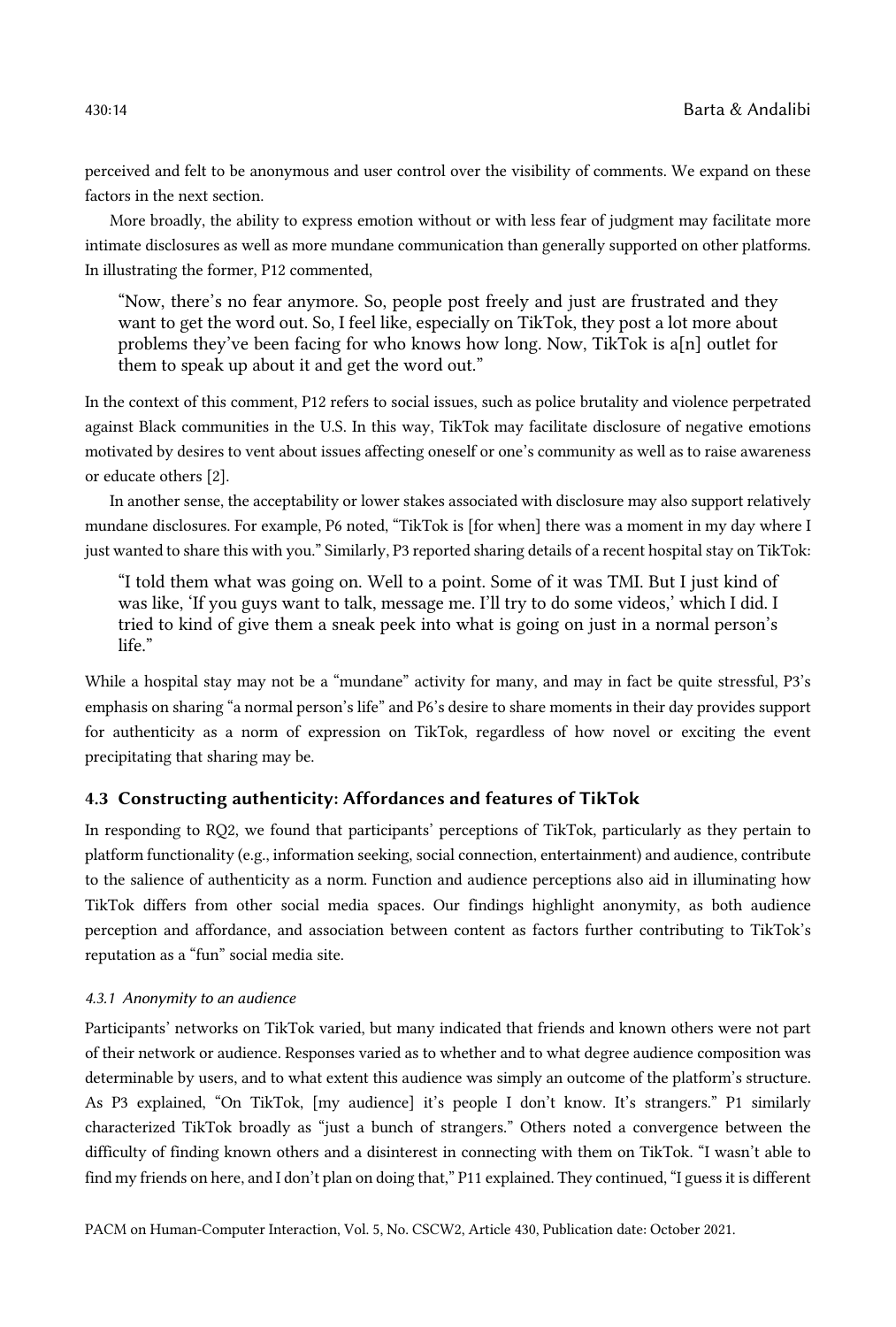perceived and felt to be anonymous and user control over the visibility of comments. We expand on these factors in the next section.

More broadly, the ability to express emotion without or with less fear of judgment may facilitate more intimate disclosures as well as more mundane communication than generally supported on other platforms. In illustrating the former, P12 commented,

> "Now, there's no fear anymore. So, people post freely and just are frustrated and they want to get the word out. So, I feel like, especially on TikTok, they post a lot more about problems they've been facing for who knows how long. Now, TikTok is a[n] outlet for them to speak up about it and get the word out."

In the context of this comment, P12 refers to social issues, such as police brutality and violence perpetrated against Black communities in the U.S. In this way, TikTok may facilitate disclosure of negative emotions motivated by desires to vent about issues affecting oneself or one's community as well as to raise awareness or educate others [2].

In another sense, the acceptability or lower stakes associated with disclosure may also support relatively mundane disclosures. For example, P6 noted, "TikTok is [for when] there was a moment in my day where I just wanted to share this with you." Similarly, P3 reported sharing details of a recent hospital stay on TikTok:

> "I told them what was going on. Well to a point. Some of it was TMI. But I just kind of was like, 'If you guys want to talk, message me. I'll try to do some videos,' which I did. I tried to kind of give them a sneak peek into what is going on just in a normal person's life."

While a hospital stay may not be a "mundane" activity for many, and may in fact be quite stressful, P3's emphasis on sharing "a normal person's life" and P6's desire to share moments in their day provides support for authenticity as a norm of expression on TikTok, regardless of how novel or exciting the event precipitating that sharing may be.

### 4.3 Constructing authenticity: Affordances and features of TikTok

In responding to RQ2, we found that participants' perceptions of TikTok, particularly as they pertain to platform functionality (e.g., information seeking, social connection, entertainment) and audience, contribute to the salience of authenticity as a norm. Function and audience perceptions also aid in illuminating how TikTok differs from other social media spaces. Our findings highlight anonymity, as both audience perception and affordance, and association between content as factors further contributing to TikTok's reputation as a "fun" social media site.

#### *4.3.1 Anonymity to an audience*

Participants' networks on TikTok varied, but many indicated that friends and known others were not part of their network or audience. Responses varied as to whether and to what degree audience composition was determinable by users, and to what extent this audience was simply an outcome of the platform's structure. As P3 explained, "On TikTok, [my audience] it's people I don't know. It's strangers." P1 similarly characterized TikTok broadly as "just a bunch of strangers." Others noted a convergence between the difficulty of finding known others and a disinterest in connecting with them on TikTok. "I wasn't able to find my friends on here, and I don't plan on doing that," P11 explained. They continued, "I guess it is different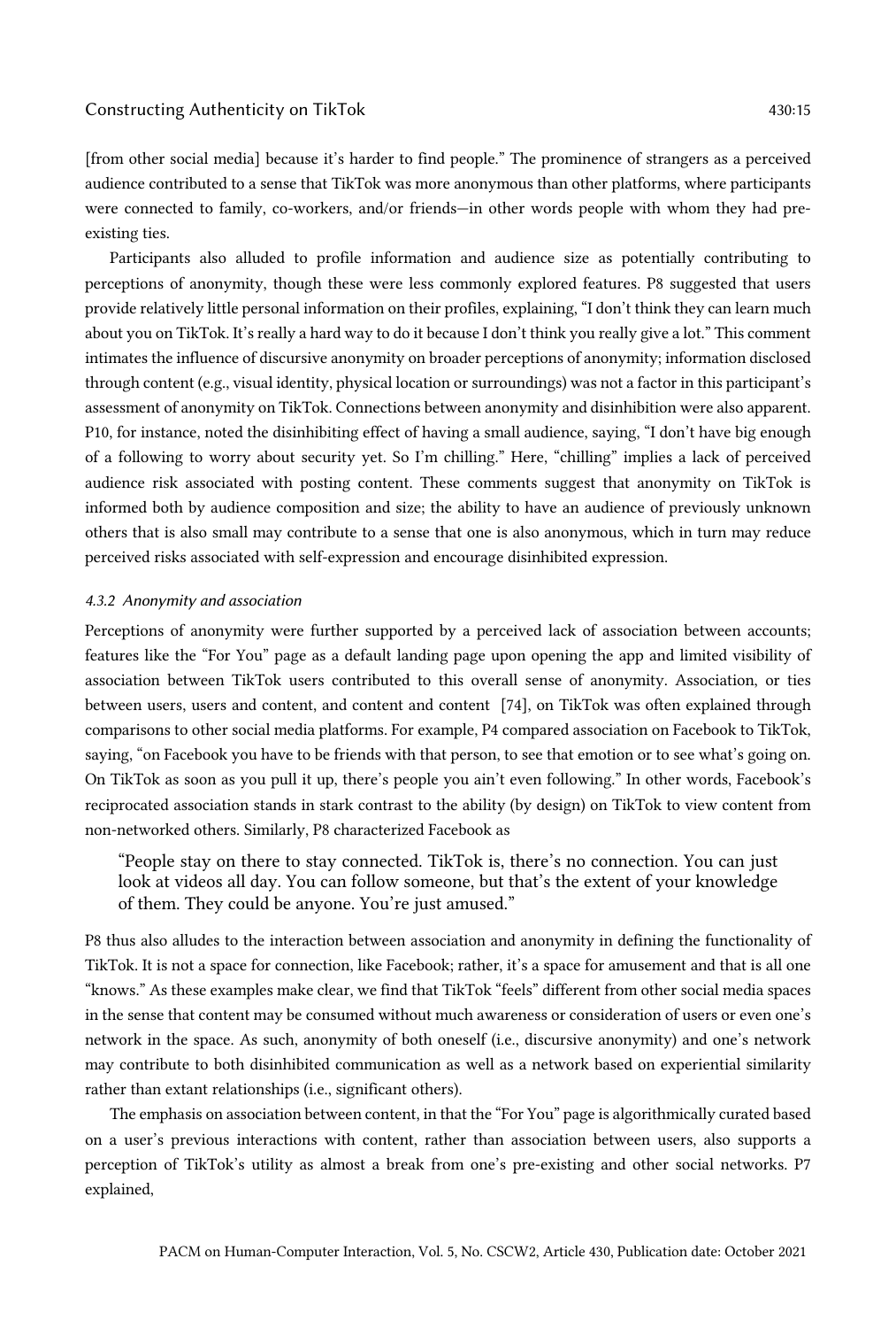[from other social media] because it's harder to find people." The prominence of strangers as a perceived audience contributed to a sense that TikTok was more anonymous than other platforms, where participants were connected to family, co-workers, and/or friends—in other words people with whom they had pre-existing ties.

Participants also alluded to profile information and audience size as potentially contributing to perceptions of anonymity, though these were less commonly explored features. P8 suggested that users provide relatively little personal information on their profiles, explaining, "I don't think they can learn much about you on TikTok. It's really a hard way to do it because I don't think you really give a lot." This comment intimates the influence of discursive anonymity on broader perceptions of anonymity; information disclosed through content (e.g., visual identity, physical location or surroundings) was not a factor in this participant's assessment of anonymity on TikTok. Connections between anonymity and disinhibition were also apparent. P10, for instance, noted the disinhibiting effect of having a small audience, saying, "I don't have big enough of a following to worry about security yet. So I'm chilling." Here, "chilling" implies a lack of perceived audience risk associated with posting content. These comments suggest that anonymity on TikTok is informed both by audience composition and size; the ability to have an audience of previously unknown others that is also small may contribute to a sense that one is also anonymous, which in turn may reduce perceived risks associated with self-expression and encourage disinhibited expression.

#### *4.3.2 Anonymity and association*

Perceptions of anonymity were further supported by a perceived lack of association between accounts; features like the "For You" page as a default landing page upon opening the app and limited visibility of association between TikTok users contributed to this overall sense of anonymity. Association, or ties between users, users and content, and content and content [74], on TikTok was often explained through comparisons to other social media platforms. For example, P4 compared association on Facebook to TikTok, saying, "on Facebook you have to be friends with that person, to see that emotion or to see what's going on. On TikTok as soon as you pull it up, there's people you ain't even following." In other words, Facebook's reciprocated association stands in stark contrast to the ability (by design) on TikTok to view content from non-networked others. Similarly, P8 characterized Facebook as

> "People stay on there to stay connected. TikTok is, there's no connection. You can just look at videos all day. You can follow someone, but that's the extent of your knowledge of them. They could be anyone. You're just amused."

P8 thus also alludes to the interaction between association and anonymity in defining the functionality of TikTok. It is not a space for connection, like Facebook; rather, it's a space for amusement and that is all one "knows." As these examples make clear, we find that TikTok "feels" different from other social media spaces in the sense that content may be consumed without much awareness or consideration of users or even one's network in the space. As such, anonymity of both oneself (i.e., discursive anonymity) and one's network may contribute to both disinhibited communication as well as a network based on experiential similarity rather than extant relationships (i.e., significant others).

The emphasis on association between content, in that the "For You" page is algorithmically curated based on a user's previous interactions with content, rather than association between users, also supports a perception of TikTok's utility as almost a break from one's pre-existing and other social networks. P7 explained,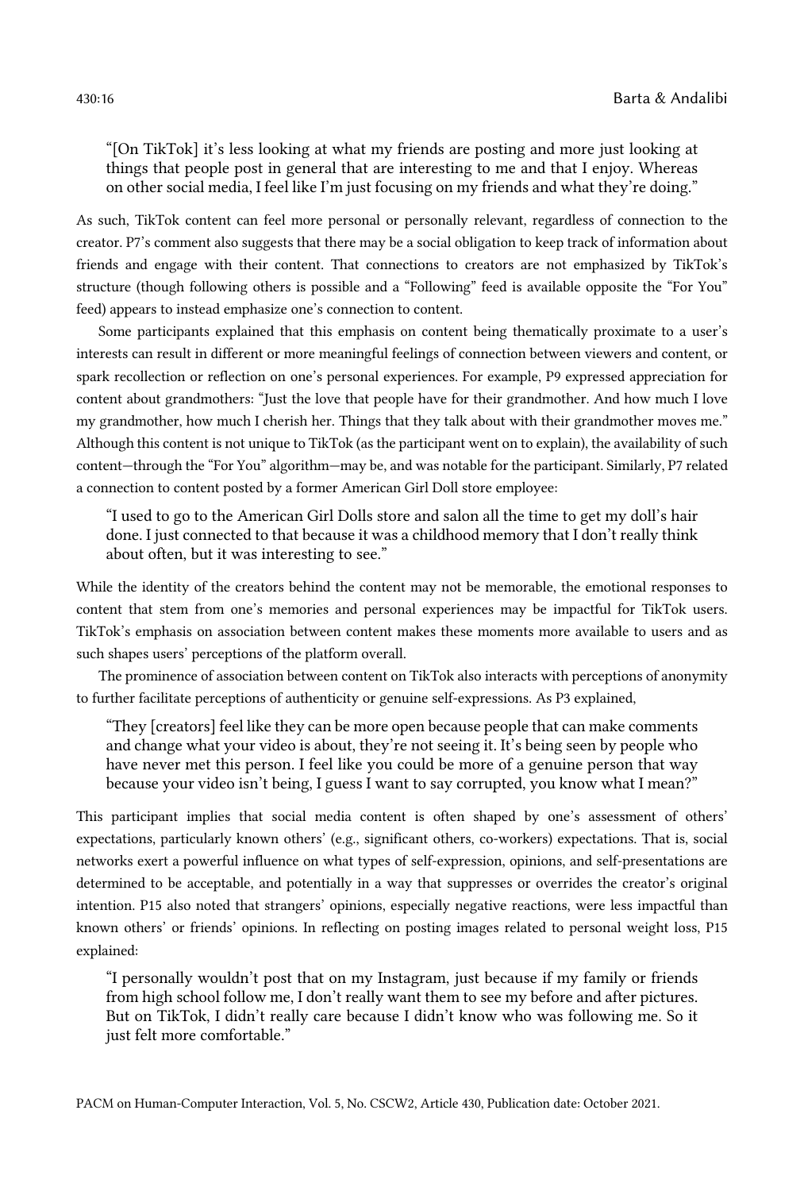> "[On TikTok] it's less looking at what my friends are posting and more just looking at things that people post in general that are interesting to me and that I enjoy. Whereas on other social media, I feel like I'm just focusing on my friends and what they're doing."

As such, TikTok content can feel more personal or personally relevant, regardless of connection to the creator. P7's comment also suggests that there may be a social obligation to keep track of information about friends and engage with their content. That connections to creators are not emphasized by TikTok's structure (though following others is possible and a "Following" feed is available opposite the "For You" feed) appears to instead emphasize one's connection to content.

Some participants explained that this emphasis on content being thematically proximate to a user's interests can result in different or more meaningful feelings of connection between viewers and content, or spark recollection or reflection on one's personal experiences. For example, P9 expressed appreciation for content about grandmothers: "Just the love that people have for their grandmother. And how much I love my grandmother, how much I cherish her. Things that they talk about with their grandmother moves me." Although this content is not unique to TikTok (as the participant went on to explain), the availability of such content—through the "For You" algorithm—may be, and was notable for the participant. Similarly, P7 related a connection to content posted by a former American Girl Doll store employee:

> "I used to go to the American Girl Dolls store and salon all the time to get my doll's hair done. I just connected to that because it was a childhood memory that I don't really think about often, but it was interesting to see."

While the identity of the creators behind the content may not be memorable, the emotional responses to content that stem from one's memories and personal experiences may be impactful for TikTok users. TikTok's emphasis on association between content makes these moments more available to users and as such shapes users' perceptions of the platform overall.

The prominence of association between content on TikTok also interacts with perceptions of anonymity to further facilitate perceptions of authenticity or genuine self-expressions. As P3 explained,

> "They [creators] feel like they can be more open because people that can make comments and change what your video is about, they're not seeing it. It's being seen by people who have never met this person. I feel like you could be more of a genuine person that way because your video isn't being, I guess I want to say corrupted, you know what I mean?"

This participant implies that social media content is often shaped by one's assessment of others' expectations, particularly known others' (e.g., significant others, co-workers) expectations. That is, social networks exert a powerful influence on what types of self-expression, opinions, and self-presentations are determined to be acceptable, and potentially in a way that suppresses or overrides the creator's original intention. P15 also noted that strangers' opinions, especially negative reactions, were less impactful than known others' or friends' opinions. In reflecting on posting images related to personal weight loss, P15 explained:

> "I personally wouldn't post that on my Instagram, just because if my family or friends from high school follow me, I don't really want them to see my before and after pictures. But on TikTok, I didn't really care because I didn't know who was following me. So it just felt more comfortable."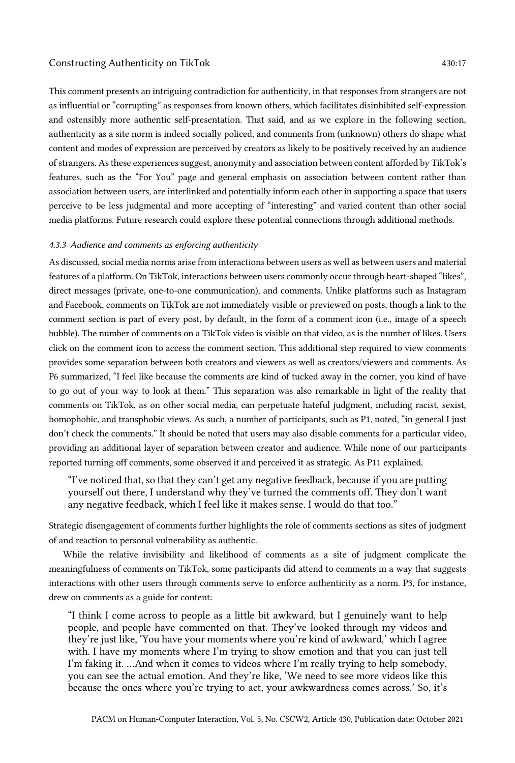This comment presents an intriguing contradiction for authenticity, in that responses from strangers are not as influential or "corrupting" as responses from known others, which facilitates disinhibited self-expression and ostensibly more authentic self-presentation. That said, and as we explore in the following section, authenticity as a site norm is indeed socially policed, and comments from (unknown) others do shape what content and modes of expression are perceived by creators as likely to be positively received by an audience of strangers. As these experiences suggest, anonymity and association between content afforded by TikTok's features, such as the "For You" page and general emphasis on association between content rather than association between users, are interlinked and potentially inform each other in supporting a space that users perceive to be less judgmental and more accepting of "interesting" and varied content than other social media platforms. Future research could explore these potential connections through additional methods.

#### 4.3.3 Audience and comments as enforcing authenticity

As discussed, social media norms arise from interactions between users as well as between users and material features of a platform. On TikTok, interactions between users commonly occur through heart-shaped "likes", direct messages (private, one-to-one communication), and comments. Unlike platforms such as Instagram and Facebook, comments on TikTok are not immediately visible or previewed on posts, though a link to the comment section is part of every post, by default, in the form of a comment icon (i.e., image of a speech bubble). The number of comments on a TikTok video is visible on that video, as is the number of likes. Users click on the comment icon to access the comment section. This additional step required to view comments provides some separation between both creators and viewers as well as creators/viewers and comments. As P6 summarized, "I feel like because the comments are kind of tucked away in the corner, you kind of have to go out of your way to look at them." This separation was also remarkable in light of the reality that comments on TikTok, as on other social media, can perpetuate hateful judgment, including racist, sexist, homophobic, and transphobic views. As such, a number of participants, such as P1, noted, "in general I just don't check the comments." It should be noted that users may also disable comments for a particular video, providing an additional layer of separation between creator and audience. While none of our participants reported turning off comments, some observed it and perceived it as strategic. As P11 explained,

> "I've noticed that, so that they can't get any negative feedback, because if you are putting yourself out there, I understand why they've turned the comments off. They don't want any negative feedback, which I feel like it makes sense. I would do that too."

Strategic disengagement of comments further highlights the role of comments sections as sites of judgment of and reaction to personal vulnerability as authentic.

While the relative invisibility and likelihood of comments as a site of judgment complicate the meaningfulness of comments on TikTok, some participants did attend to comments in a way that suggests interactions with other users through comments serve to enforce authenticity as a norm. P3, for instance, drew on comments as a guide for content:

> "I think I come across to people as a little bit awkward, but I genuinely want to help people, and people have commented on that. They've looked through my videos and they're just like, 'You have your moments where you're kind of awkward,' which I agree with. I have my moments where I'm trying to show emotion and that you can just tell I'm faking it. ...And when it comes to videos where I'm really trying to help somebody, you can see the actual emotion. And they're like, 'We need to see more videos like this because the ones where you're trying to act, your awkwardness comes across.' So, it's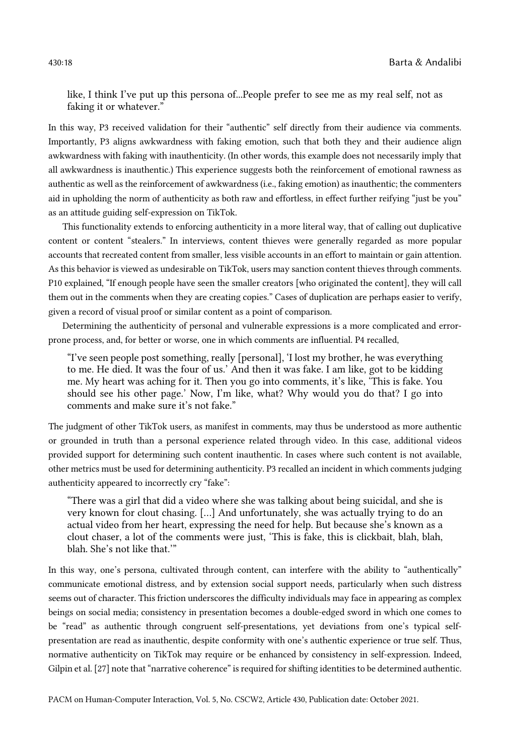> like, I think I've put up this persona of...People prefer to see me as my real self, not as faking it or whatever."

In this way, P3 received validation for their "authentic" self directly from their audience via comments. Importantly, P3 aligns awkwardness with faking emotion, such that both they and their audience align awkwardness with faking with inauthenticity. (In other words, this example does not necessarily imply that all awkwardness is inauthentic.) This experience suggests both the reinforcement of emotional rawness as authentic as well as the reinforcement of awkwardness (i.e., faking emotion) as inauthentic; the commenters aid in upholding the norm of authenticity as both raw and effortless, in effect further reifying "just be you" as an attitude guiding self-expression on TikTok.

This functionality extends to enforcing authenticity in a more literal way, that of calling out duplicative content or content "stealers." In interviews, content thieves were generally regarded as more popular accounts that recreated content from smaller, less visible accounts in an effort to maintain or gain attention. As this behavior is viewed as undesirable on TikTok, users may sanction content thieves through comments. P10 explained, "If enough people have seen the smaller creators [who originated the content], they will call them out in the comments when they are creating copies." Cases of duplication are perhaps easier to verify, given a record of visual proof or similar content as a point of comparison.

Determining the authenticity of personal and vulnerable expressions is a more complicated and error-prone process, and, for better or worse, one in which comments are influential. P4 recalled,

> "I've seen people post something, really [personal], 'I lost my brother, he was everything to me. He died. It was the four of us.' And then it was fake. I am like, got to be kidding me. My heart was aching for it. Then you go into comments, it's like, 'This is fake. You should see his other page.' Now, I'm like, what? Why would you do that? I go into comments and make sure it's not fake."

The judgment of other TikTok users, as manifest in comments, may thus be understood as more authentic or grounded in truth than a personal experience related through video. In this case, additional videos provided support for determining such content inauthentic. In cases where such content is not available, other metrics must be used for determining authenticity. P3 recalled an incident in which comments judging authenticity appeared to incorrectly cry "fake":

> "There was a girl that did a video where she was talking about being suicidal, and she is very known for clout chasing. [...] And unfortunately, she was actually trying to do an actual video from her heart, expressing the need for help. But because she's known as a clout chaser, a lot of the comments were just, 'This is fake, this is clickbait, blah, blah, blah. She's not like that.'"

In this way, one's persona, cultivated through content, can interfere with the ability to "authentically" communicate emotional distress, and by extension social support needs, particularly when such distress seems out of character. This friction underscores the difficulty individuals may face in appearing as complex beings on social media; consistency in presentation becomes a double-edged sword in which one comes to be "read" as authentic through congruent self-presentations, yet deviations from one's typical self-presentation are read as inauthentic, despite conformity with one's authentic experience or true self. Thus, normative authenticity on TikTok may require or be enhanced by consistency in self-expression. Indeed, Gilpin et al. [27] note that "narrative coherence" is required for shifting identities to be determined authentic.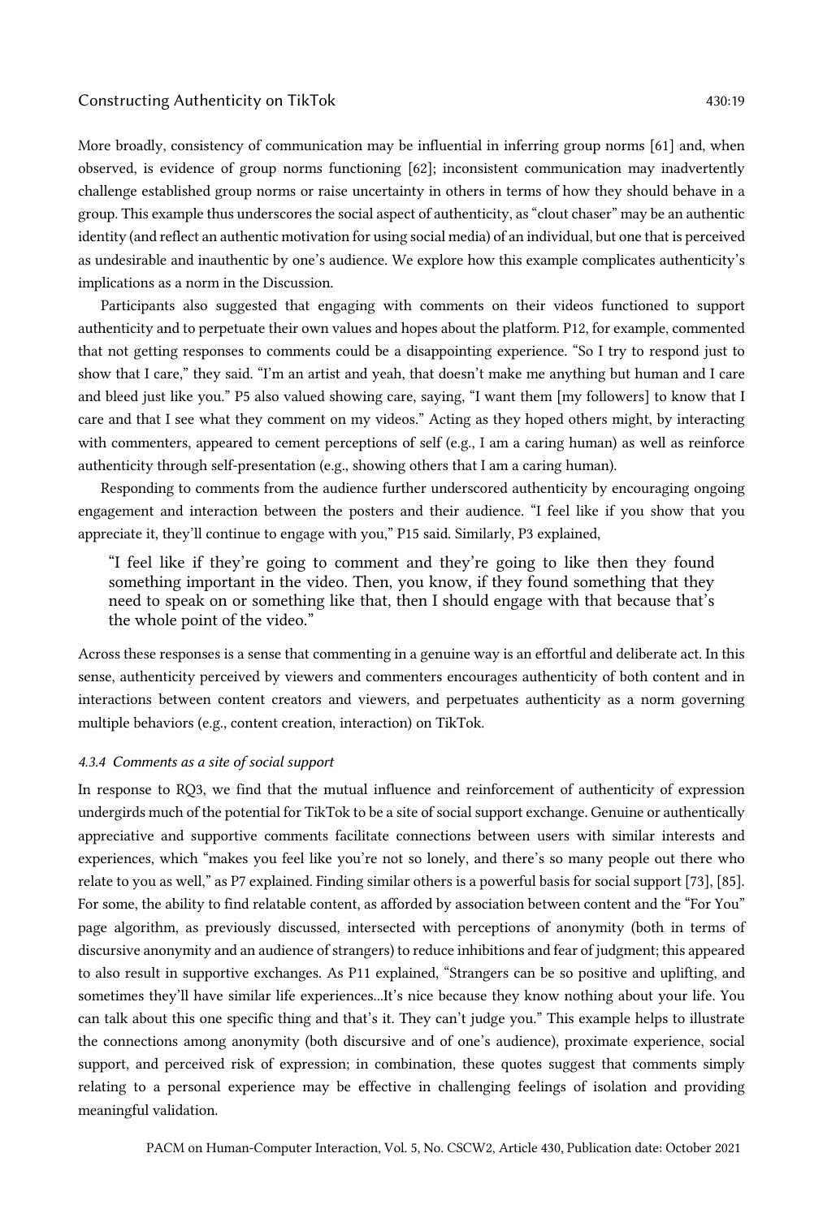More broadly, consistency of communication may be influential in inferring group norms [61] and, when observed, is evidence of group norms functioning [62]; inconsistent communication may inadvertently challenge established group norms or raise uncertainty in others in terms of how they should behave in a group. This example thus underscores the social aspect of authenticity, as "clout chaser" may be an authentic identity (and reflect an authentic motivation for using social media) of an individual, but one that is perceived as undesirable and inauthentic by one's audience. We explore how this example complicates authenticity's implications as a norm in the Discussion.

Participants also suggested that engaging with comments on their videos functioned to support authenticity and to perpetuate their own values and hopes about the platform. P12, for example, commented that not getting responses to comments could be a disappointing experience. "So I try to respond just to show that I care," they said. "I'm an artist and yeah, that doesn't make me anything but human and I care and bleed just like you." P5 also valued showing care, saying, "I want them [my followers] to know that I care and that I see what they comment on my videos." Acting as they hoped others might, by interacting with commenters, appeared to cement perceptions of self (e.g., I am a caring human) as well as reinforce authenticity through self-presentation (e.g., showing others that I am a caring human).

Responding to comments from the audience further underscored authenticity by encouraging ongoing engagement and interaction between the posters and their audience. "I feel like if you show that you appreciate it, they'll continue to engage with you," P15 said. Similarly, P3 explained,

> "I feel like if they're going to comment and they're going to like then they found something important in the video. Then, you know, if they found something that they need to speak on or something like that, then I should engage with that because that's the whole point of the video."

Across these responses is a sense that commenting in a genuine way is an effortful and deliberate act. In this sense, authenticity perceived by viewers and commenters encourages authenticity of both content and in interactions between content creators and viewers, and perpetuates authenticity as a norm governing multiple behaviors (e.g., content creation, interaction) on TikTok.

#### 4.3.4 Comments as a site of social support

In response to RQ3, we find that the mutual influence and reinforcement of authenticity of expression undergirds much of the potential for TikTok to be a site of social support exchange. Genuine or authentically appreciative and supportive comments facilitate connections between users with similar interests and experiences, which "makes you feel like you're not so lonely, and there's so many people out there who relate to you as well," as P7 explained. Finding similar others is a powerful basis for social support [73], [85]. For some, the ability to find relatable content, as afforded by association between content and the "For You" page algorithm, as previously discussed, intersected with perceptions of anonymity (both in terms of discursive anonymity and an audience of strangers) to reduce inhibitions and fear of judgment; this appeared to also result in supportive exchanges. As P11 explained, "Strangers can be so positive and uplifting, and sometimes they'll have similar life experiences…It's nice because they know nothing about your life. You can talk about this one specific thing and that's it. They can't judge you." This example helps to illustrate the connections among anonymity (both discursive and of one's audience), proximate experience, social support, and perceived risk of expression; in combination, these quotes suggest that comments simply relating to a personal experience may be effective in challenging feelings of isolation and providing meaningful validation.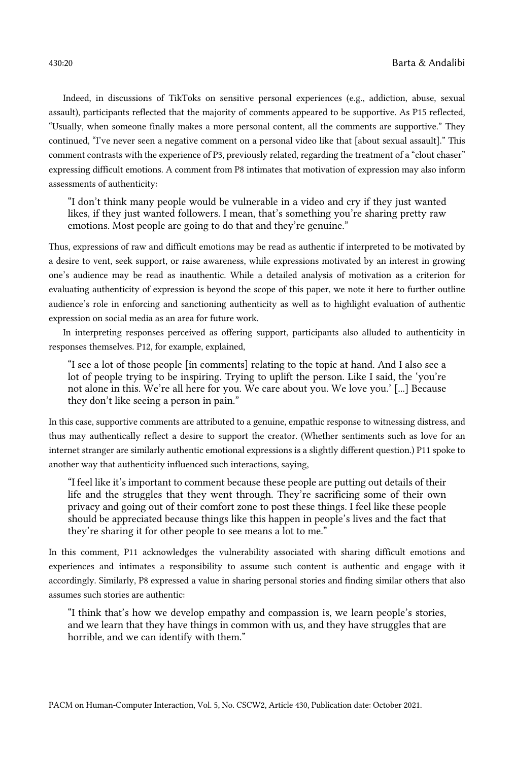Indeed, in discussions of TikToks on sensitive personal experiences (e.g., addiction, abuse, sexual assault), participants reflected that the majority of comments appeared to be supportive. As P15 reflected, "Usually, when someone finally makes a more personal content, all the comments are supportive." They continued, "I've never seen a negative comment on a personal video like that [about sexual assault]." This comment contrasts with the experience of P3, previously related, regarding the treatment of a "clout chaser" expressing difficult emotions. A comment from P8 intimates that motivation of expression may also inform assessments of authenticity:

> "I don't think many people would be vulnerable in a video and cry if they just wanted likes, if they just wanted followers. I mean, that's something you're sharing pretty raw emotions. Most people are going to do that and they're genuine."

Thus, expressions of raw and difficult emotions may be read as authentic if interpreted to be motivated by a desire to vent, seek support, or raise awareness, while expressions motivated by an interest in growing one's audience may be read as inauthentic. While a detailed analysis of motivation as a criterion for evaluating authenticity of expression is beyond the scope of this paper, we note it here to further outline audience's role in enforcing and sanctioning authenticity as well as to highlight evaluation of authentic expression on social media as an area for future work.

In interpreting responses perceived as offering support, participants also alluded to authenticity in responses themselves. P12, for example, explained,

> "I see a lot of those people [in comments] relating to the topic at hand. And I also see a lot of people trying to be inspiring. Trying to uplift the person. Like I said, the 'you're not alone in this. We're all here for you. We care about you. We love you.' [...] Because they don't like seeing a person in pain."

In this case, supportive comments are attributed to a genuine, empathic response to witnessing distress, and thus may authentically reflect a desire to support the creator. (Whether sentiments such as love for an internet stranger are similarly authentic emotional expressions is a slightly different question.) P11 spoke to another way that authenticity influenced such interactions, saying,

> "I feel like it's important to comment because these people are putting out details of their life and the struggles that they went through. They're sacrificing some of their own privacy and going out of their comfort zone to post these things. I feel like these people should be appreciated because things like this happen in people's lives and the fact that they're sharing it for other people to see means a lot to me."

In this comment, P11 acknowledges the vulnerability associated with sharing difficult emotions and experiences and intimates a responsibility to assume such content is authentic and engage with it accordingly. Similarly, P8 expressed a value in sharing personal stories and finding similar others that also assumes such stories are authentic:

> "I think that's how we develop empathy and compassion is, we learn people's stories, and we learn that they have things in common with us, and they have struggles that are horrible, and we can identify with them."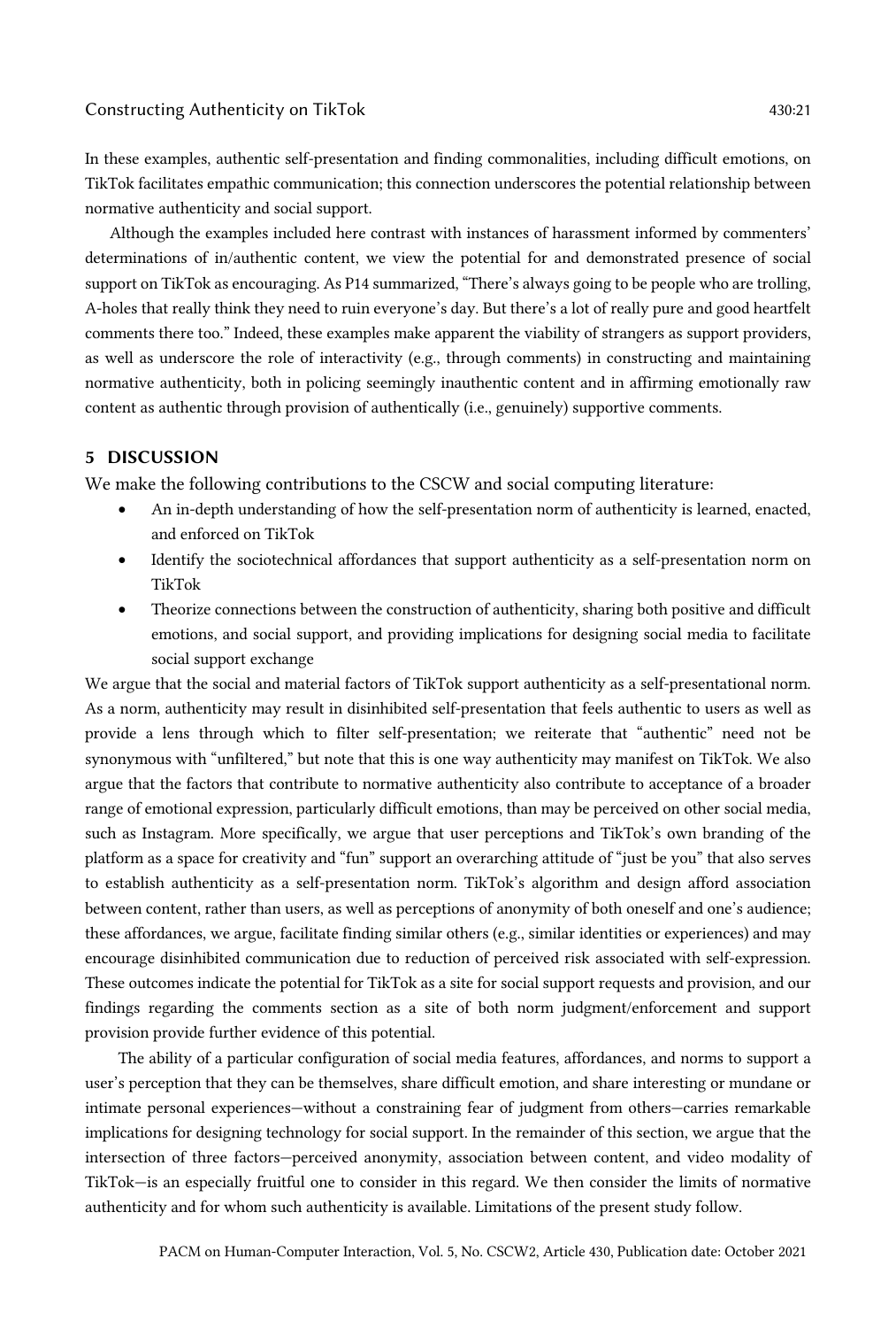In these examples, authentic self-presentation and finding commonalities, including difficult emotions, on TikTok facilitates empathic communication; this connection underscores the potential relationship between normative authenticity and social support.

Although the examples included here contrast with instances of harassment informed by commenters' determinations of in/authentic content, we view the potential for and demonstrated presence of social support on TikTok as encouraging. As P14 summarized, "There's always going to be people who are trolling, A-holes that really think they need to ruin everyone's day. But there's a lot of really pure and good heartfelt comments there too." Indeed, these examples make apparent the viability of strangers as support providers, as well as underscore the role of interactivity (e.g., through comments) in constructing and maintaining normative authenticity, both in policing seemingly inauthentic content and in affirming emotionally raw content as authentic through provision of authentically (i.e., genuinely) supportive comments.

## 5 DISCUSSION

We make the following contributions to the CSCW and social computing literature:

- An in-depth understanding of how the self-presentation norm of authenticity is learned, enacted, and enforced on TikTok
- Identify the sociotechnical affordances that support authenticity as a self-presentation norm on TikTok
- Theorize connections between the construction of authenticity, sharing both positive and difficult emotions, and social support, and providing implications for designing social media to facilitate social support exchange

We argue that the social and material factors of TikTok support authenticity as a self-presentational norm. As a norm, authenticity may result in disinhibited self-presentation that feels authentic to users as well as provide a lens through which to filter self-presentation; we reiterate that "authentic" need not be synonymous with "unfiltered," but note that this is one way authenticity may manifest on TikTok. We also argue that the factors that contribute to normative authenticity also contribute to acceptance of a broader range of emotional expression, particularly difficult emotions, than may be perceived on other social media, such as Instagram. More specifically, we argue that user perceptions and TikTok's own branding of the platform as a space for creativity and "fun" support an overarching attitude of "just be you" that also serves to establish authenticity as a self-presentation norm. TikTok's algorithm and design afford association between content, rather than users, as well as perceptions of anonymity of both oneself and one's audience; these affordances, we argue, facilitate finding similar others (e.g., similar identities or experiences) and may encourage disinhibited communication due to reduction of perceived risk associated with self-expression. These outcomes indicate the potential for TikTok as a site for social support requests and provision, and our findings regarding the comments section as a site of both norm judgment/enforcement and support provision provide further evidence of this potential.

The ability of a particular configuration of social media features, affordances, and norms to support a user's perception that they can be themselves, share difficult emotion, and share interesting or mundane or intimate personal experiences—without a constraining fear of judgment from others—carries remarkable implications for designing technology for social support. In the remainder of this section, we argue that the intersection of three factors—perceived anonymity, association between content, and video modality of TikTok—is an especially fruitful one to consider in this regard. We then consider the limits of normative authenticity and for whom such authenticity is available. Limitations of the present study follow.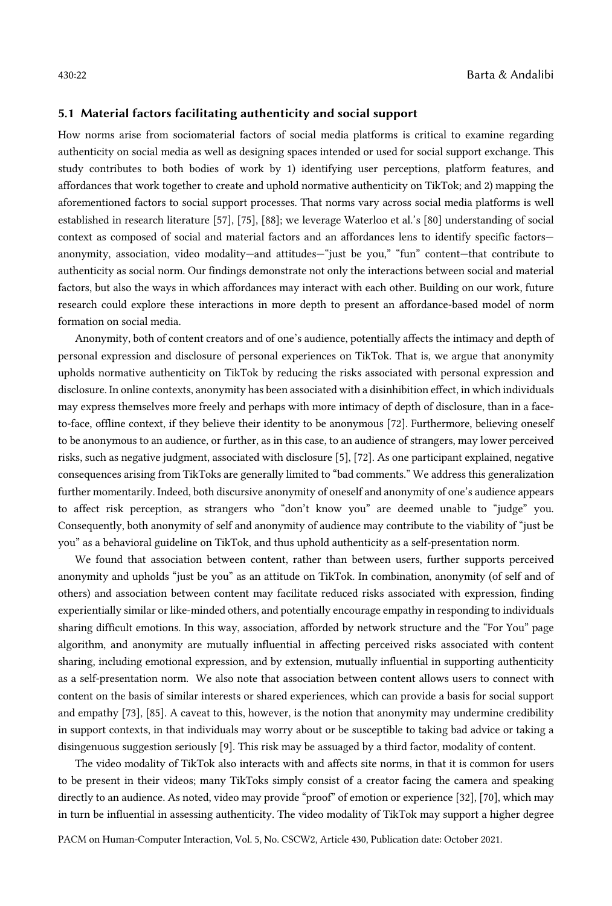### 5.1 Material factors facilitating authenticity and social support

How norms arise from sociomaterial factors of social media platforms is critical to examine regarding authenticity on social media as well as designing spaces intended or used for social support exchange. This study contributes to both bodies of work by 1) identifying user perceptions, platform features, and affordances that work together to create and uphold normative authenticity on TikTok; and 2) mapping the aforementioned factors to social support processes. That norms vary across social media platforms is well established in research literature [57], [75], [88]; we leverage Waterloo et al.'s [80] understanding of social context as composed of social and material factors and an affordances lens to identify specific factors—anonymity, association, video modality—and attitudes—"just be you," "fun" content—that contribute to authenticity as social norm. Our findings demonstrate not only the interactions between social and material factors, but also the ways in which affordances may interact with each other. Building on our work, future research could explore these interactions in more depth to present an affordance-based model of norm formation on social media.

Anonymity, both of content creators and of one's audience, potentially affects the intimacy and depth of personal expression and disclosure of personal experiences on TikTok. That is, we argue that anonymity upholds normative authenticity on TikTok by reducing the risks associated with personal expression and disclosure. In online contexts, anonymity has been associated with a disinhibition effect, in which individuals may express themselves more freely and perhaps with more intimacy of depth of disclosure, than in a face-to-face, offline context, if they believe their identity to be anonymous [72]. Furthermore, believing oneself to be anonymous to an audience, or further, as in this case, to an audience of strangers, may lower perceived risks, such as negative judgment, associated with disclosure [5], [72]. As one participant explained, negative consequences arising from TikToks are generally limited to "bad comments." We address this generalization further momentarily. Indeed, both discursive anonymity of oneself and anonymity of one's audience appears to affect risk perception, as strangers who "don't know you" are deemed unable to "judge" you. Consequently, both anonymity of self and anonymity of audience may contribute to the viability of "just be you" as a behavioral guideline on TikTok, and thus uphold authenticity as a self-presentation norm.

We found that association between content, rather than between users, further supports perceived anonymity and upholds "just be you" as an attitude on TikTok. In combination, anonymity (of self and of others) and association between content may facilitate reduced risks associated with expression, finding experientially similar or like-minded others, and potentially encourage empathy in responding to individuals sharing difficult emotions. In this way, association, afforded by network structure and the "For You" page algorithm, and anonymity are mutually influential in affecting perceived risks associated with content sharing, including emotional expression, and by extension, mutually influential in supporting authenticity as a self-presentation norm. We also note that association between content allows users to connect with content on the basis of similar interests or shared experiences, which can provide a basis for social support and empathy [73], [85]. A caveat to this, however, is the notion that anonymity may undermine credibility in support contexts, in that individuals may worry about or be susceptible to taking bad advice or taking a disingenuous suggestion seriously [9]. This risk may be assuaged by a third factor, modality of content.

The video modality of TikTok also interacts with and affects site norms, in that it is common for users to be present in their videos; many TikToks simply consist of a creator facing the camera and speaking directly to an audience. As noted, video may provide "proof" of emotion or experience [32], [70], which may in turn be influential in assessing authenticity. The video modality of TikTok may support a higher degree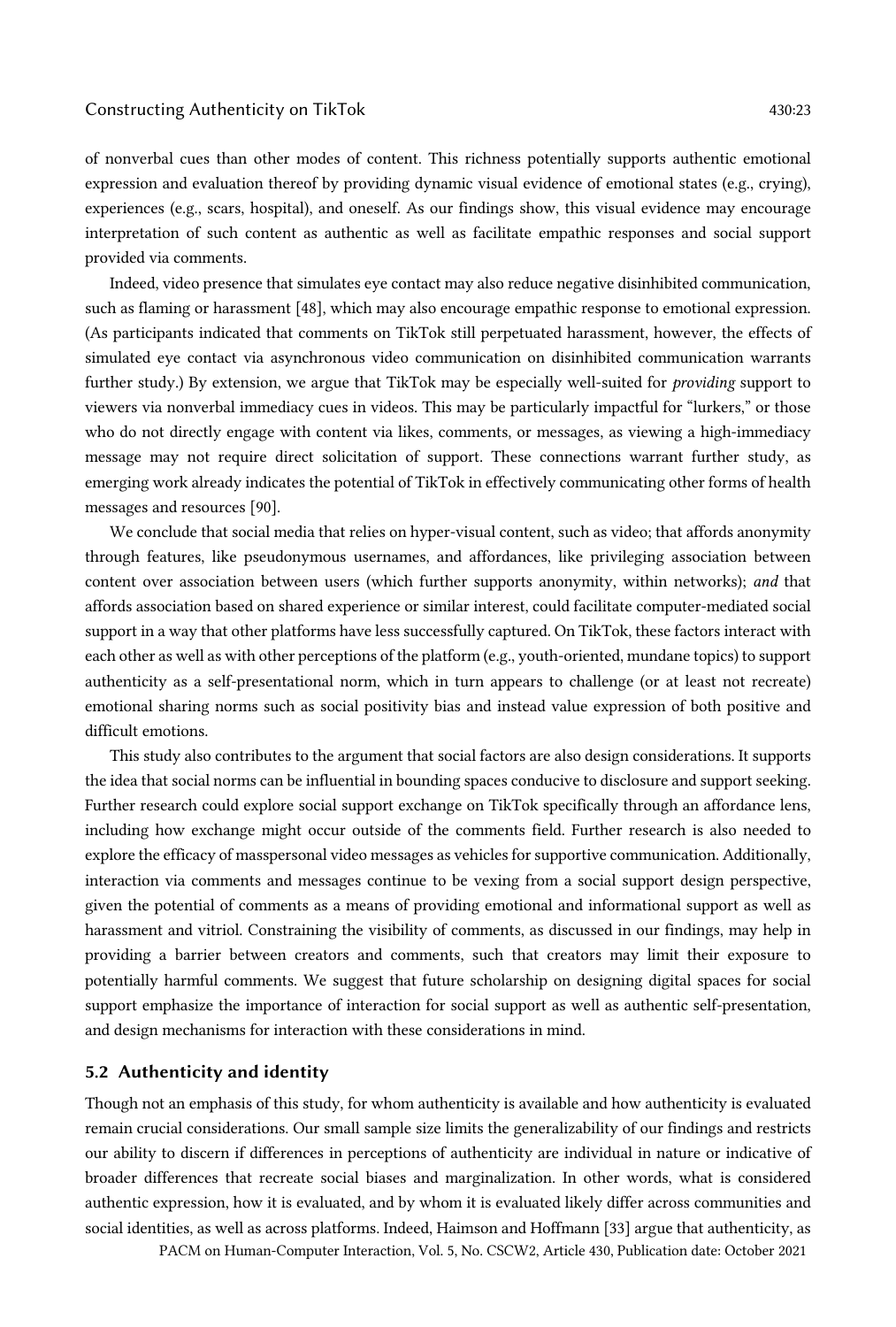of nonverbal cues than other modes of content. This richness potentially supports authentic emotional expression and evaluation thereof by providing dynamic visual evidence of emotional states (e.g., crying), experiences (e.g., scars, hospital), and oneself. As our findings show, this visual evidence may encourage interpretation of such content as authentic as well as facilitate empathic responses and social support provided via comments.

Indeed, video presence that simulates eye contact may also reduce negative disinhibited communication, such as flaming or harassment [48], which may also encourage empathic response to emotional expression. (As participants indicated that comments on TikTok still perpetuated harassment, however, the effects of simulated eye contact via asynchronous video communication on disinhibited communication warrants further study.) By extension, we argue that TikTok may be especially well-suited for *providing* support to viewers via nonverbal immediacy cues in videos. This may be particularly impactful for "lurkers," or those who do not directly engage with content via likes, comments, or messages, as viewing a high-immediacy message may not require direct solicitation of support. These connections warrant further study, as emerging work already indicates the potential of TikTok in effectively communicating other forms of health messages and resources [90].

We conclude that social media that relies on hyper-visual content, such as video; that affords anonymity through features, like pseudonymous usernames, and affordances, like privileging association between content over association between users (which further supports anonymity, within networks); *and* that affords association based on shared experience or similar interest, could facilitate computer-mediated social support in a way that other platforms have less successfully captured. On TikTok, these factors interact with each other as well as with other perceptions of the platform (e.g., youth-oriented, mundane topics) to support authenticity as a self-presentational norm, which in turn appears to challenge (or at least not recreate) emotional sharing norms such as social positivity bias and instead value expression of both positive and difficult emotions.

This study also contributes to the argument that social factors are also design considerations. It supports the idea that social norms can be influential in bounding spaces conducive to disclosure and support seeking. Further research could explore social support exchange on TikTok specifically through an affordance lens, including how exchange might occur outside of the comments field. Further research is also needed to explore the efficacy of masspersonal video messages as vehicles for supportive communication. Additionally, interaction via comments and messages continue to be vexing from a social support design perspective, given the potential of comments as a means of providing emotional and informational support as well as harassment and vitriol. Constraining the visibility of comments, as discussed in our findings, may help in providing a barrier between creators and comments, such that creators may limit their exposure to potentially harmful comments. We suggest that future scholarship on designing digital spaces for social support emphasize the importance of interaction for social support as well as authentic self-presentation, and design mechanisms for interaction with these considerations in mind.

### 5.2 Authenticity and identity

Though not an emphasis of this study, for whom authenticity is available and how authenticity is evaluated remain crucial considerations. Our small sample size limits the generalizability of our findings and restricts our ability to discern if differences in perceptions of authenticity are individual in nature or indicative of broader differences that recreate social biases and marginalization. In other words, what is considered authentic expression, how it is evaluated, and by whom it is evaluated likely differ across communities and social identities, as well as across platforms. Indeed, Haimson and Hoffmann [33] argue that authenticity, as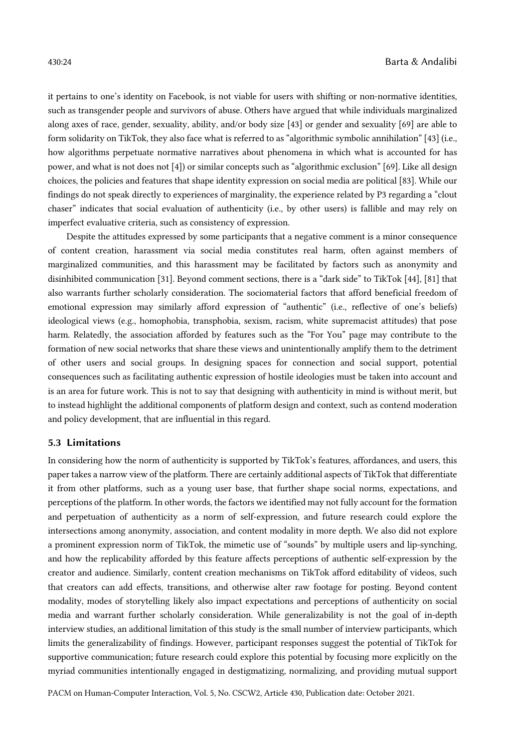it pertains to one's identity on Facebook, is not viable for users with shifting or non-normative identities, such as transgender people and survivors of abuse. Others have argued that while individuals marginalized along axes of race, gender, sexuality, ability, and/or body size [43] or gender and sexuality [69] are able to form solidarity on TikTok, they also face what is referred to as "algorithmic symbolic annihilation" [43] (i.e., how algorithms perpetuate normative narratives about phenomena in which what is accounted for has power, and what is not does not [4]) or similar concepts such as "algorithmic exclusion" [69]. Like all design choices, the policies and features that shape identity expression on social media are political [83]. While our findings do not speak directly to experiences of marginality, the experience related by P3 regarding a "clout chaser" indicates that social evaluation of authenticity (i.e., by other users) is fallible and may rely on imperfect evaluative criteria, such as consistency of expression.

Despite the attitudes expressed by some participants that a negative comment is a minor consequence of content creation, harassment via social media constitutes real harm, often against members of marginalized communities, and this harassment may be facilitated by factors such as anonymity and disinhibited communication [31]. Beyond comment sections, there is a "dark side" to TikTok [44], [81] that also warrants further scholarly consideration. The sociomaterial factors that afford beneficial freedom of emotional expression may similarly afford expression of "authentic" (i.e., reflective of one's beliefs) ideological views (e.g., homophobia, transphobia, sexism, racism, white supremacist attitudes) that pose harm. Relatedly, the association afforded by features such as the "For You" page may contribute to the formation of new social networks that share these views and unintentionally amplify them to the detriment of other users and social groups. In designing spaces for connection and social support, potential consequences such as facilitating authentic expression of hostile ideologies must be taken into account and is an area for future work. This is not to say that designing with authenticity in mind is without merit, but to instead highlight the additional components of platform design and context, such as contend moderation and policy development, that are influential in this regard.

### 5.3 Limitations

In considering how the norm of authenticity is supported by TikTok's features, affordances, and users, this paper takes a narrow view of the platform. There are certainly additional aspects of TikTok that differentiate it from other platforms, such as a young user base, that further shape social norms, expectations, and perceptions of the platform. In other words, the factors we identified may not fully account for the formation and perpetuation of authenticity as a norm of self-expression, and future research could explore the intersections among anonymity, association, and content modality in more depth. We also did not explore a prominent expression norm of TikTok, the mimetic use of "sounds" by multiple users and lip-synching, and how the replicability afforded by this feature affects perceptions of authentic self-expression by the creator and audience. Similarly, content creation mechanisms on TikTok afford editability of videos, such that creators can add effects, transitions, and otherwise alter raw footage for posting. Beyond content modality, modes of storytelling likely also impact expectations and perceptions of authenticity on social media and warrant further scholarly consideration. While generalizability is not the goal of in-depth interview studies, an additional limitation of this study is the small number of interview participants, which limits the generalizability of findings. However, participant responses suggest the potential of TikTok for supportive communication; future research could explore this potential by focusing more explicitly on the myriad communities intentionally engaged in destigmatizing, normalizing, and providing mutual support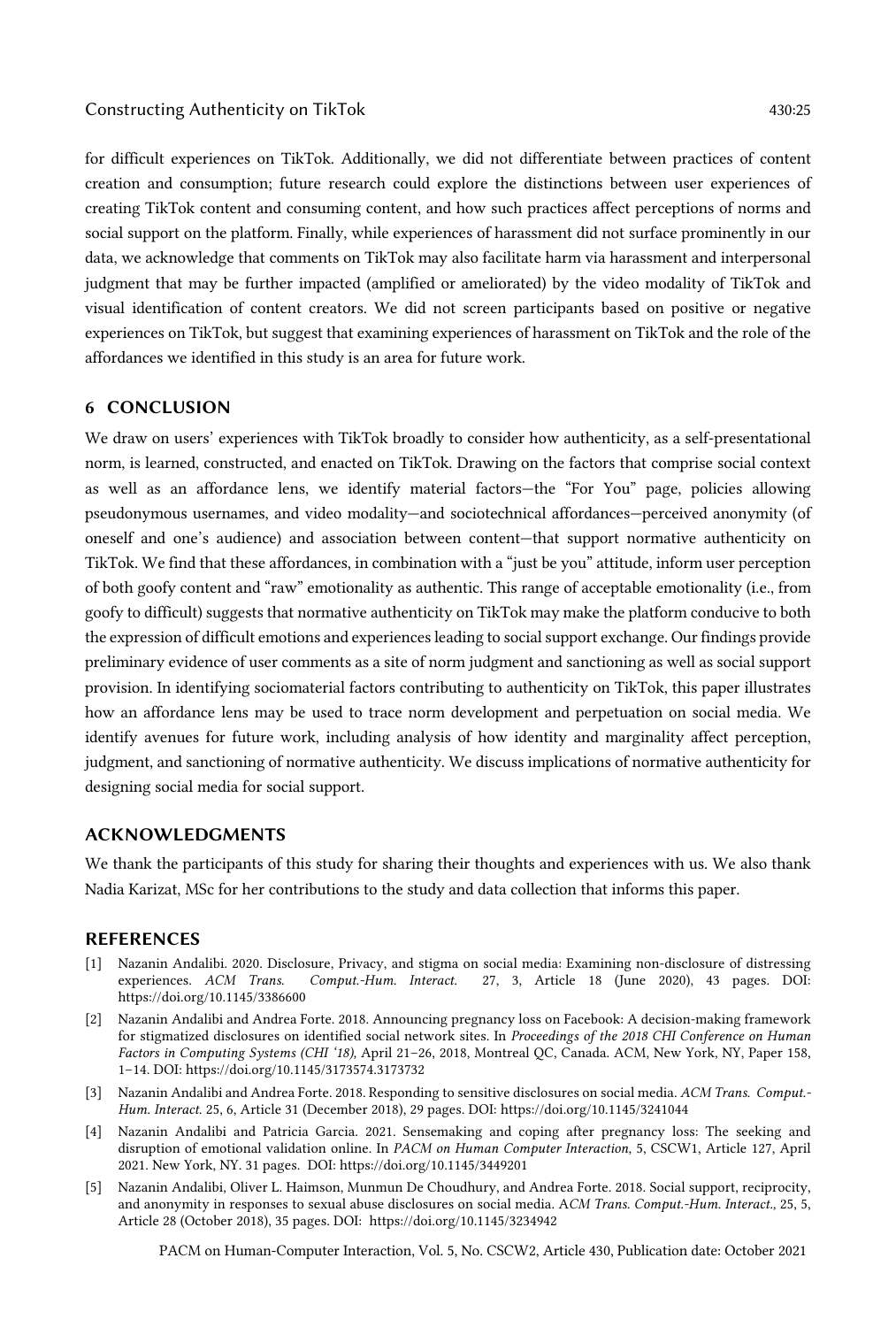for difficult experiences on TikTok. Additionally, we did not differentiate between practices of content creation and consumption; future research could explore the distinctions between user experiences of creating TikTok content and consuming content, and how such practices affect perceptions of norms and social support on the platform. Finally, while experiences of harassment did not surface prominently in our data, we acknowledge that comments on TikTok may also facilitate harm via harassment and interpersonal judgment that may be further impacted (amplified or ameliorated) by the video modality of TikTok and visual identification of content creators. We did not screen participants based on positive or negative experiences on TikTok, but suggest that examining experiences of harassment on TikTok and the role of the affordances we identified in this study is an area for future work.

## 6 CONCLUSION

We draw on users' experiences with TikTok broadly to consider how authenticity, as a self-presentational norm, is learned, constructed, and enacted on TikTok. Drawing on the factors that comprise social context as well as an affordance lens, we identify material factors—the "For You" page, policies allowing pseudonymous usernames, and video modality—and sociotechnical affordances—perceived anonymity (of oneself and one's audience) and association between content—that support normative authenticity on TikTok. We find that these affordances, in combination with a "just be you" attitude, inform user perception of both goofy content and "raw" emotionality as authentic. This range of acceptable emotionality (i.e., from goofy to difficult) suggests that normative authenticity on TikTok may make the platform conducive to both the expression of difficult emotions and experiences leading to social support exchange. Our findings provide preliminary evidence of user comments as a site of norm judgment and sanctioning as well as social support provision. In identifying sociomaterial factors contributing to authenticity on TikTok, this paper illustrates how an affordance lens may be used to trace norm development and perpetuation on social media. We identify avenues for future work, including analysis of how identity and marginality affect perception, judgment, and sanctioning of normative authenticity. We discuss implications of normative authenticity for designing social media for social support.

## ACKNOWLEDGMENTS

We thank the participants of this study for sharing their thoughts and experiences with us. We also thank Nadia Karizat, MSc for her contributions to the study and data collection that informs this paper.

## REFERENCES

[1] Nazanin Andalibi. 2020. Disclosure, Privacy, and stigma on social media: Examining non-disclosure of distressing experiences. *ACM Trans. Comput.-Hum. Interact.* 27, 3, Article 18 (June 2020), 43 pages. DOI: https://doi.org/10.1145/3386600

[2] Nazanin Andalibi and Andrea Forte. 2018. Announcing pregnancy loss on Facebook: A decision-making framework for stigmatized disclosures on identified social network sites. In *Proceedings of the 2018 CHI Conference on Human Factors in Computing Systems (CHI '18),* April 21–26, 2018, Montreal QC, Canada. ACM, New York, NY, Paper 158, 1–14. DOI: https://doi.org/10.1145/3173574.3173732

[3] Nazanin Andalibi and Andrea Forte. 2018. Responding to sensitive disclosures on social media. *ACM Trans. Comput.-Hum. Interact.* 25, 6, Article 31 (December 2018), 29 pages. DOI: https://doi.org/10.1145/3241044

[4] Nazanin Andalibi and Patricia Garcia. 2021. Sensemaking and coping after pregnancy loss: The seeking and disruption of emotional validation online. In *PACM on Human Computer Interaction*, 5, CSCW1, Article 127, April 2021. New York, NY. 31 pages. DOI: https://doi.org/10.1145/3449201

[5] Nazanin Andalibi, Oliver L. Haimson, Munmun De Choudhury, and Andrea Forte. 2018. Social support, reciprocity, and anonymity in responses to sexual abuse disclosures on social media. *ACM Trans. Comput.-Hum. Interact.,* 25, 5, Article 28 (October 2018), 35 pages. DOI: https://doi.org/10.1145/3234942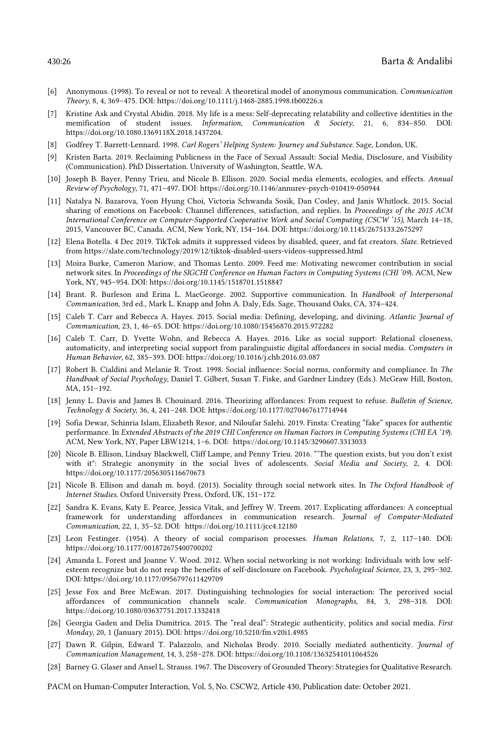- [6] Anonymous. (1998). To reveal or not to reveal: A theoretical model of anonymous communication. *Communication Theory,* 8, 4, 369–475. DOI: https://doi.org/10.1111/j.1468-2885.1998.tb00226.x
- [7] Kristine Ask and Crystal Abidin. 2018. My life is a mess: Self-deprecating relatability and collective identities in the memification of student issues. *Information, Communication & Society,* 21, 6, 834–850. DOI: https://doi.org/10.1080/1369118X.2018.1437204.
- [8] Godfrey T. Barrett-Lennard. 1998. *Carl Rogers' Helping System: Journey and Substance.* Sage, London, UK.
- [9] Kristen Barta. 2019. Reclaiming Publicness in the Face of Sexual Assault: Social Media, Disclosure, and Visibility (Communication). PhD Dissertation. University of Washington, Seattle, WA.
- [10] Joseph B. Bayer, Penny Trieu, and Nicole B. Ellison. 2020. Social media elements, ecologies, and effects. *Annual Review of Psychology,* 71, 471–497. DOI: https://doi.org/10.1146/annurev-psych-010419-050944
- [11] Natalya N. Bazarova, Yoon Hyung Choi, Victoria Schwanda Sosik, Dan Cosley, and Janis Whitlock. 2015. Social sharing of emotions on Facebook: Channel differences, satisfaction, and replies. In *Proceedings of the 2015 ACM International Conference on Computer-Supported Cooperative Work and Social Computing (CSCW '15)*, March 14–18, 2015, Vancouver BC, Canada. ACM, New York, NY, 154–164. DOI: https://doi.org/10.1145/2675133.2675297
- [12] Elena Botella. 4 Dec 2019. TikTok admits it suppressed videos by disabled, queer, and fat creators. *Slate.* Retrieved from https://slate.com/technology/2019/12/tiktok-disabled-users-videos-suppressed.html
- [13] Moira Burke, Cameron Mariow, and Thomas Lento. 2009. Feed me: Motivating newcomer contribution in social network sites. In *Proceedings of the SIGCHI Conference on Human Factors in Computing Systems (CHI '09)*. ACM, New York, NY, 945–954. DOI: https://doi.org/10.1145/1518701.1518847
- [14] Brant. R. Burleson and Erina L. MacGeorge. 2002. Supportive communication. In *Handbook of Interpersonal Communication*, 3rd ed., Mark L. Knapp and John A. Daly, Eds. Sage, Thousand Oaks, CA, 374–424.
- [15] Caleb T. Carr and Rebecca A. Hayes. 2015. Social media: Defining, developing, and divining. *Atlantic Journal of Communication,* 23, 1, 46–65. DOI: https://doi.org/10.1080/15456870.2015.972282
- [16] Caleb T. Carr, D. Yvette Wohn, and Rebecca A. Hayes. 2016. Like as social support: Relational closeness, automaticity, and interpreting social support from paralinguistic digital affordances in social media. *Computers in Human Behavior,* 62, 385–393. DOI: https://doi.org/10.1016/j.chb.2016.03.087
- [17] Robert B. Cialdini and Melanie R. Trost. 1998. Social influence: Social norms, conformity and compliance. In *The Handbook of Social Psychology*, Daniel T. Gilbert, Susan T. Fiske, and Gardner Lindzey (Eds.). McGraw Hill, Boston, MA, 151–192.
- [18] Jenny L. Davis and James B. Chouinard. 2016. Theorizing affordances: From request to refuse. *Bulletin of Science, Technology & Society,* 36, 4, 241–248. DOI: https://doi.org/10.1177/0270467617714944
- [19] Sofia Dewar, Schinria Islam, Elizabeth Resor, and Niloufar Salehi. 2019. Finsta: Creating "fake" spaces for authentic performance. In *Extended Abstracts of the 2019 CHI Conference on Human Factors in Computing Systems (CHI EA '19)*. ACM, New York, NY, Paper LBW1214, 1–6. DOI: https://doi.org/10.1145/3290607.3313033
- [20] Nicole B. Ellison, Lindsay Blackwell, Cliff Lampe, and Penny Trieu. 2016. "'The question exists, but you don't exist with it": Strategic anonymity in the social lives of adolescents. *Social Media and Society,* 2, 4. DOI: https://doi.org/10.1177/2056305116670673
- [21] Nicole B. Ellison and danah m. boyd. (2013). Sociality through social network sites. In *The Oxford Handbook of Internet Studies*. Oxford University Press, Oxford, UK, 151–172.
- [22] Sandra K. Evans, Katy E. Pearce, Jessica Vitak, and Jeffrey W. Treem. 2017. Explicating affordances: A conceptual framework for understanding affordances in communication research. *Journal of Computer-Mediated Communication,* 22, 1, 35–52. DOI: https://doi.org/10.1111/jcc4.12180
- [23] Leon Festinger. (1954). A theory of social comparison processes. *Human Relations,* 7, 2, 117–140. DOI: https://doi.org/10.1177/001872675400700202
- [24] Amanda L. Forest and Joanne V. Wood. 2012. When social networking is not working: Individuals with low self-esteem recognize but do not reap the benefits of self-disclosure on Facebook. *Psychological Science,* 23, 3, 295–302. DOI: https://doi.org/10.1177/0956797611429709
- [25] Jesse Fox and Bree McEwan. 2017. Distinguishing technologies for social interaction: The perceived social affordances of communication channels scale. *Communication Monographs,* 84, 3, 298–318. DOI: https://doi.org/10.1080/03637751.2017.1332418
- [26] Georgia Gaden and Delia Dumitrica. 2015. The "real deal": Strategic authenticity, politics and social media. *First Monday,* 20, 1 (January 2015). DOI: https://doi.org/10.5210/fm.v20i1.4985
- [27] Dawn R. Gilpin, Edward T. Palazzolo, and Nicholas Brody. 2010. Socially mediated authenticity. *Journal of Communication Management,* 14, 3, 258–278. DOI: https://doi.org/10.1108/13632541011064526
- [28] Barney G. Glaser and Ansel L. Strauss. 1967. The Discovery of Grounded Theory: Strategies for Qualitative Research.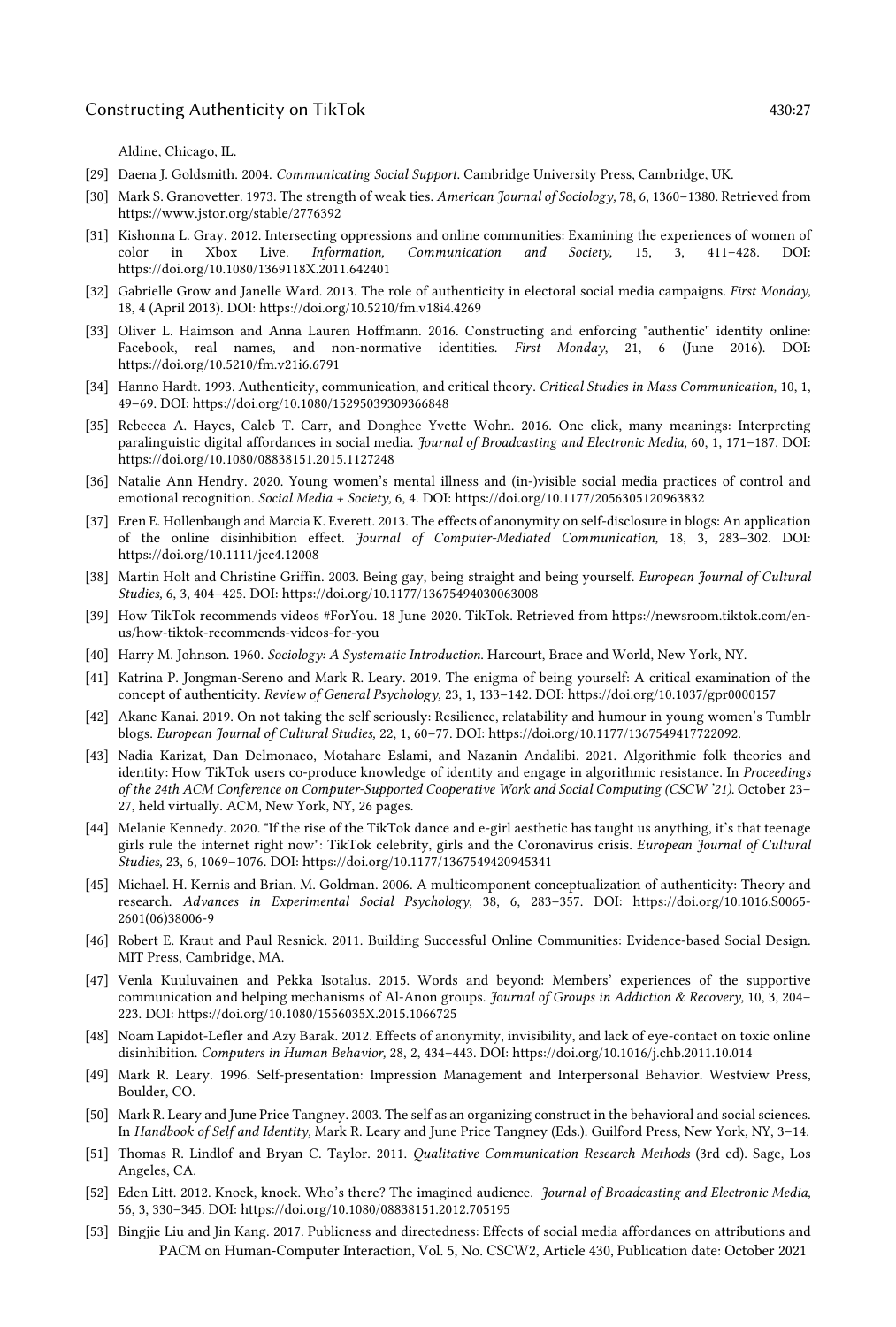Aldine, Chicago, IL.

[29] Daena J. Goldsmith. 2004. *Communicating Social Support*. Cambridge University Press, Cambridge, UK.

[30] Mark S. Granovetter. 1973. The strength of weak ties. *American Journal of Sociology,* 78, 6, 1360–1380. Retrieved from https://www.jstor.org/stable/2776392

[31] Kishonna L. Gray. 2012. Intersecting oppressions and online communities: Examining the experiences of women of color in Xbox Live. *Information, Communication and Society,* 15, 3, 411–428. DOI: https://doi.org/10.1080/1369118X.2011.642401

[32] Gabrielle Grow and Janelle Ward. 2013. The role of authenticity in electoral social media campaigns. *First Monday,* 18, 4 (April 2013). DOI: https://doi.org/10.5210/fm.v18i4.4269

[33] Oliver L. Haimson and Anna Lauren Hoffmann. 2016. Constructing and enforcing "authentic" identity online: Facebook, real names, and non-normative identities. *First Monday,* 21, 6 (June 2016). DOI: https://doi.org/10.5210/fm.v21i6.6791

[34] Hanno Hardt. 1993. Authenticity, communication, and critical theory. *Critical Studies in Mass Communication,* 10, 1, 49–69. DOI: https://doi.org/10.1080/15295039309366848

[35] Rebecca A. Hayes, Caleb T. Carr, and Donghee Yvette Wohn. 2016. One click, many meanings: Interpreting paralinguistic digital affordances in social media. *Journal of Broadcasting and Electronic Media,* 60, 1, 171–187. DOI: https://doi.org/10.1080/08838151.2015.1127248

[36] Natalie Ann Hendry. 2020. Young women's mental illness and (in-)visible social media practices of control and emotional recognition. *Social Media + Society,* 6, 4. DOI: https://doi.org/10.1177/2056305120963832

[37] Eren E. Hollenbaugh and Marcia K. Everett. 2013. The effects of anonymity on self-disclosure in blogs: An application of the online disinhibition effect. *Journal of Computer-Mediated Communication,* 18, 3, 283–302. DOI: https://doi.org/10.1111/jcc4.12008

[38] Martin Holt and Christine Griffin. 2003. Being gay, being straight and being yourself. *European Journal of Cultural Studies,* 6, 3, 404–425. DOI: https://doi.org/10.1177/13675494030063008

[39] How TikTok recommends videos #ForYou. 18 June 2020. TikTok. Retrieved from https://newsroom.tiktok.com/en-us/how-tiktok-recommends-videos-for-you

[40] Harry M. Johnson. 1960. *Sociology: A Systematic Introduction*. Harcourt, Brace and World, New York, NY.

[41] Katrina P. Jongman-Sereno and Mark R. Leary. 2019. The enigma of being yourself: A critical examination of the concept of authenticity. *Review of General Psychology,* 23, 1, 133–142. DOI: https://doi.org/10.1037/gpr0000157

[42] Akane Kanai. 2019. On not taking the self seriously: Resilience, relatability and humour in young women's Tumblr blogs. *European Journal of Cultural Studies,* 22, 1, 60–77. DOI: https://doi.org/10.1177/1367549417722092.

[43] Nadia Karizat, Dan Delmonaco, Motahare Eslami, and Nazanin Andalibi. 2021. Algorithmic folk theories and identity: How TikTok users co-produce knowledge of identity and engage in algorithmic resistance. In *Proceedings of the 24th ACM Conference on Computer-Supported Cooperative Work and Social Computing (CSCW '21).* October 23–27, held virtually. ACM, New York, NY, 26 pages.

[44] Melanie Kennedy. 2020. "If the rise of the TikTok dance and e-girl aesthetic has taught us anything, it's that teenage girls rule the internet right now": TikTok celebrity, girls and the Coronavirus crisis. *European Journal of Cultural Studies,* 23, 6, 1069–1076. DOI: https://doi.org/10.1177/1367549420945341

[45] Michael. H. Kernis and Brian. M. Goldman. 2006. A multicomponent conceptualization of authenticity: Theory and research. *Advances in Experimental Social Psychology*, 38, 6, 283–357. DOI: https://doi.org/10.1016.S0065-2601(06)38006-9

[46] Robert E. Kraut and Paul Resnick. 2011. Building Successful Online Communities: Evidence-based Social Design. MIT Press, Cambridge, MA.

[47] Venla Kuuluvainen and Pekka Isotalus. 2015. Words and beyond: Members' experiences of the supportive communication and helping mechanisms of Al-Anon groups. *Journal of Groups in Addiction & Recovery,* 10, 3, 204–223. DOI: https://doi.org/10.1080/1556035X.2015.1066725

[48] Noam Lapidot-Lefler and Azy Barak. 2012. Effects of anonymity, invisibility, and lack of eye-contact on toxic online disinhibition. *Computers in Human Behavior,* 28, 2, 434–443. DOI: https://doi.org/10.1016/j.chb.2011.10.014

[49] Mark R. Leary. 1996. Self-presentation: Impression Management and Interpersonal Behavior. Westview Press, Boulder, CO.

[50] Mark R. Leary and June Price Tangney. 2003. The self as an organizing construct in the behavioral and social sciences. In *Handbook of Self and Identity*, Mark R. Leary and June Price Tangney (Eds.). Guilford Press, New York, NY, 3–14.

[51] Thomas R. Lindlof and Bryan C. Taylor. 2011. *Qualitative Communication Research Methods* (3rd ed). Sage, Los Angeles, CA.

[52] Eden Litt. 2012. Knock, knock. Who's there? The imagined audience. *Journal of Broadcasting and Electronic Media,* 56, 3, 330–345. DOI: https://doi.org/10.1080/08838151.2012.705195

[53] Bingjie Liu and Jin Kang. 2017. Publicness and directedness: Effects of social media affordances on attributions and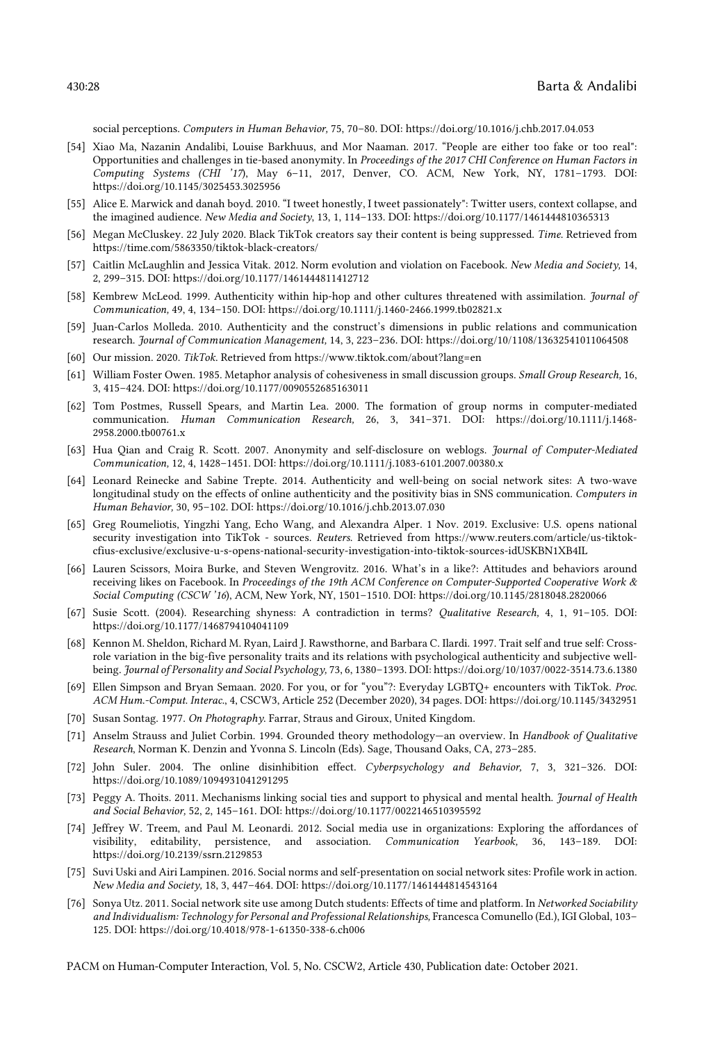social perceptions. *Computers in Human Behavior,* 75, 70–80. DOI: https://doi.org/10.1016/j.chb.2017.04.053

[54] Xiao Ma, Nazanin Andalibi, Louise Barkhuus, and Mor Naaman. 2017. "People are either too fake or too real": Opportunities and challenges in tie-based anonymity. In *Proceedings of the 2017 CHI Conference on Human Factors in Computing Systems (CHI '17)*, May 6–11, 2017, Denver, CO. ACM, New York, NY, 1781–1793. DOI: https://doi.org/10.1145/3025453.3025956

[55] Alice E. Marwick and danah boyd. 2010. "I tweet honestly, I tweet passionately": Twitter users, context collapse, and the imagined audience. *New Media and Society,* 13, 1, 114–133. DOI: https://doi.org/10.1177/1461444810365313

[56] Megan McCluskey. 22 July 2020. Black TikTok creators say their content is being suppressed. *Time.* Retrieved from https://time.com/5863350/tiktok-black-creators/

[57] Caitlin McLaughlin and Jessica Vitak. 2012. Norm evolution and violation on Facebook. *New Media and Society,* 14, 2, 299–315. DOI: https://doi.org/10.1177/1461444811412712

[58] Kembrew McLeod. 1999. Authenticity within hip-hop and other cultures threatened with assimilation. *Journal of Communication,* 49, 4, 134–150. DOI: https://doi.org/10.1111/j.1460-2466.1999.tb02821.x

[59] Juan-Carlos Molleda. 2010. Authenticity and the construct's dimensions in public relations and communication research. *Journal of Communication Management,* 14, 3, 223–236. DOI: https://doi.org/10/1108/13632541011064508

[60] Our mission. 2020. *TikTok.* Retrieved from https://www.tiktok.com/about?lang=en

[61] William Foster Owen. 1985. Metaphor analysis of cohesiveness in small discussion groups. *Small Group Research,* 16, 3, 415–424. DOI: https://doi.org/10.1177/0090552685163011

[62] Tom Postmes, Russell Spears, and Martin Lea. 2000. The formation of group norms in computer-mediated communication. *Human Communication Research,* 26, 3, 341–371. DOI: https://doi.org/10.1111/j.1468-2958.2000.tb00761.x

[63] Hua Qian and Craig R. Scott. 2007. Anonymity and self-disclosure on weblogs. *Journal of Computer-Mediated Communication,* 12, 4, 1428–1451. DOI: https://doi.org/10.1111/j.1083-6101.2007.00380.x

[64] Leonard Reinecke and Sabine Trepte. 2014. Authenticity and well-being on social network sites: A two-wave longitudinal study on the effects of online authenticity and the positivity bias in SNS communication. *Computers in Human Behavior,* 30, 95–102. DOI: https://doi.org/10.1016/j.chb.2013.07.030

[65] Greg Roumeliotis, Yingzhi Yang, Echo Wang, and Alexandra Alper. 1 Nov. 2019. Exclusive: U.S. opens national security investigation into TikTok - sources. *Reuters.* Retrieved from https://www.reuters.com/article/us-tiktok-cfius-exclusive/exclusive-u-s-opens-national-security-investigation-into-tiktok-sources-idUSKBN1XB4IL

[66] Lauren Scissors, Moira Burke, and Steven Wengrovitz. 2016. What's in a like?: Attitudes and behaviors around receiving likes on Facebook. In *Proceedings of the 19th ACM Conference on Computer-Supported Cooperative Work & Social Computing (CSCW '16)*, ACM, New York, NY, 1501–1510. DOI: https://doi.org/10.1145/2818048.2820066

[67] Susie Scott. (2004). Researching shyness: A contradiction in terms? *Qualitative Research,* 4, 1, 91–105. DOI: https://doi.org/10.1177/1468794104041109

[68] Kennon M. Sheldon, Richard M. Ryan, Laird J. Rawsthorne, and Barbara C. Ilardi. 1997. Trait self and true self: Cross-role variation in the big-five personality traits and its relations with psychological authenticity and subjective well-being. *Journal of Personality and Social Psychology,* 73, 6, 1380–1393. DOI: https://doi.org/10/1037/0022-3514.73.6.1380

[69] Ellen Simpson and Bryan Semaan. 2020. For you, or for "you"?: Everyday LGBTQ+ encounters with TikTok. *Proc. ACM Hum.-Comput. Interac.*, 4, CSCW3, Article 252 (December 2020), 34 pages. DOI: https://doi.org/10.1145/3432951

[70] Susan Sontag. 1977. *On Photography.* Farrar, Straus and Giroux, United Kingdom.

[71] Anselm Strauss and Juliet Corbin. 1994. Grounded theory methodology—an overview. In *Handbook of Qualitative Research*, Norman K. Denzin and Yvonna S. Lincoln (Eds). Sage, Thousand Oaks, CA, 273–285.

[72] John Suler. 2004. The online disinhibition effect. *Cyberpsychology and Behavior,* 7, 3, 321–326. DOI: https://doi.org/10.1089/1094931041291295

[73] Peggy A. Thoits. 2011. Mechanisms linking social ties and support to physical and mental health. *Journal of Health and Social Behavior,* 52, 2, 145–161. DOI: https://doi.org/10.1177/0022146510395592

[74] Jeffrey W. Treem, and Paul M. Leonardi. 2012. Social media use in organizations: Exploring the affordances of visibility, editability, persistence, and association. *Communication Yearbook,* 36, 143–189. DOI: https://doi.org/10.2139/ssrn.2129853

[75] Suvi Uski and Airi Lampinen. 2016. Social norms and self-presentation on social network sites: Profile work in action. *New Media and Society,* 18, 3, 447–464. DOI: https://doi.org/10.1177/1461444814543164

[76] Sonya Utz. 2011. Social network site use among Dutch students: Effects of time and platform. In *Networked Sociability and Individualism: Technology for Personal and Professional Relationships,* Francesca Comunello (Ed.), IGI Global, 103–125. DOI: https://doi.org/10.4018/978-1-61350-338-6.ch006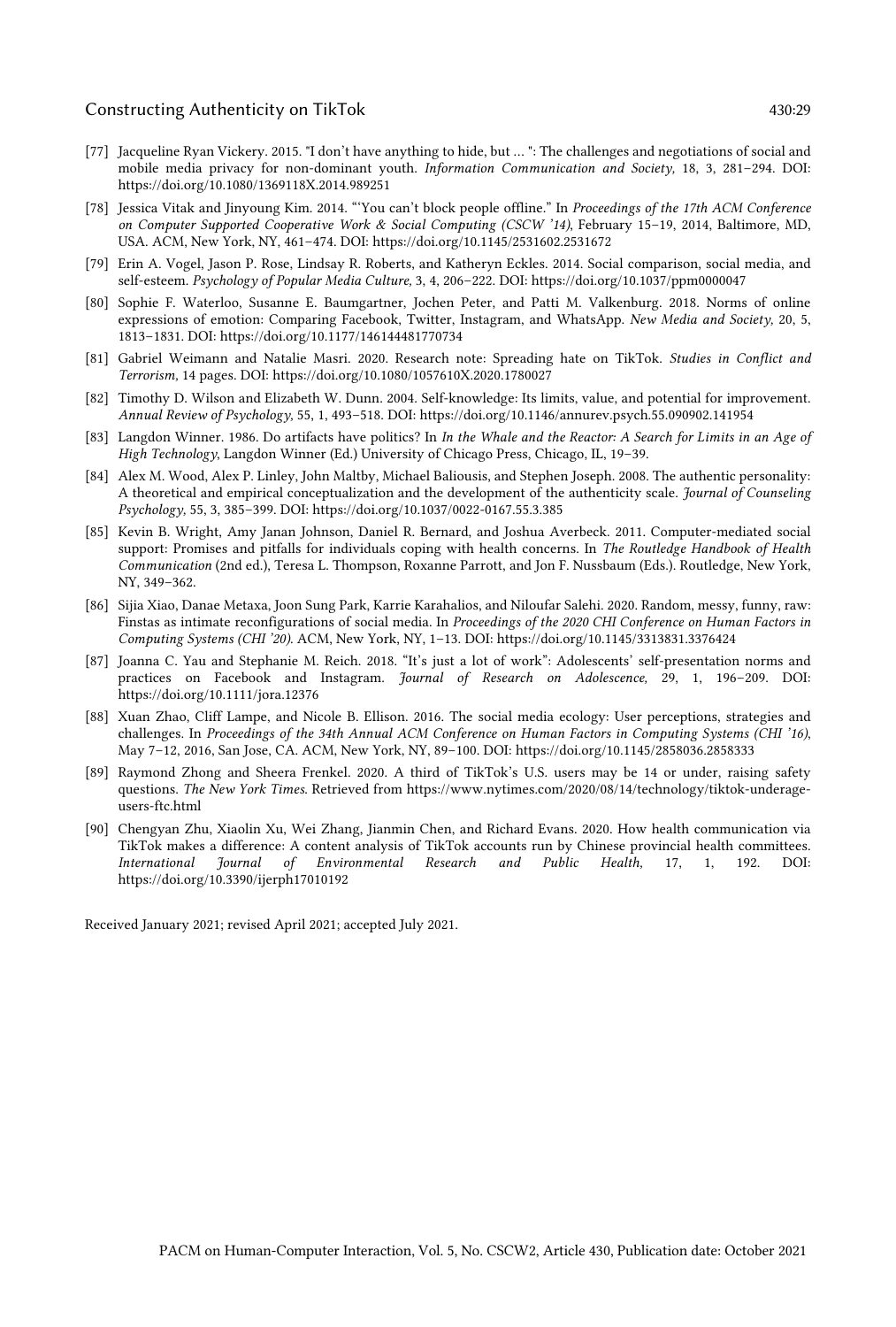[77] Jacqueline Ryan Vickery. 2015. "I don't have anything to hide, but ... ": The challenges and negotiations of social and mobile media privacy for non-dominant youth. *Information Communication and Society,* 18, 3, 281–294. DOI: https://doi.org/10.1080/1369118X.2014.989251

[78] Jessica Vitak and Jinyoung Kim. 2014. "'You can't block people offline." In *Proceedings of the 17th ACM Conference on Computer Supported Cooperative Work & Social Computing (CSCW '14)*, February 15–19, 2014, Baltimore, MD, USA. ACM, New York, NY, 461–474. DOI: https://doi.org/10.1145/2531602.2531672

[79] Erin A. Vogel, Jason P. Rose, Lindsay R. Roberts, and Katheryn Eckles. 2014. Social comparison, social media, and self-esteem. *Psychology of Popular Media Culture,* 3, 4, 206–222. DOI: https://doi.org/10.1037/ppm0000047

[80] Sophie F. Waterloo, Susanne E. Baumgartner, Jochen Peter, and Patti M. Valkenburg. 2018. Norms of online expressions of emotion: Comparing Facebook, Twitter, Instagram, and WhatsApp. *New Media and Society,* 20, 5, 1813–1831. DOI: https://doi.org/10.1177/146144481770734

[81] Gabriel Weimann and Natalie Masri. 2020. Research note: Spreading hate on TikTok. *Studies in Conflict and Terrorism,* 14 pages. DOI: https://doi.org/10.1080/1057610X.2020.1780027

[82] Timothy D. Wilson and Elizabeth W. Dunn. 2004. Self-knowledge: Its limits, value, and potential for improvement. *Annual Review of Psychology*, 55, 1, 493–518. DOI: https://doi.org/10.1146/annurev.psych.55.090902.141954

[83] Langdon Winner. 1986. Do artifacts have politics? In *In the Whale and the Reactor: A Search for Limits in an Age of High Technology*, Langdon Winner (Ed.) University of Chicago Press, Chicago, IL, 19–39.

[84] Alex M. Wood, Alex P. Linley, John Maltby, Michael Baliousis, and Stephen Joseph. 2008. The authentic personality: A theoretical and empirical conceptualization and the development of the authenticity scale. *Journal of Counseling Psychology,* 55, 3, 385–399. DOI: https://doi.org/10.1037/0022-0167.55.3.385

[85] Kevin B. Wright, Amy Janan Johnson, Daniel R. Bernard, and Joshua Averbeck. 2011. Computer-mediated social support: Promises and pitfalls for individuals coping with health concerns. In *The Routledge Handbook of Health Communication* (2nd ed.), Teresa L. Thompson, Roxanne Parrott, and Jon F. Nussbaum (Eds.). Routledge, New York, NY, 349–362.

[86] Sijia Xiao, Danae Metaxa, Joon Sung Park, Karrie Karahalios, and Niloufar Salehi. 2020. Random, messy, funny, raw: Finstas as intimate reconfigurations of social media. In *Proceedings of the 2020 CHI Conference on Human Factors in Computing Systems (CHI '20)*. ACM, New York, NY, 1–13. DOI: https://doi.org/10.1145/3313831.3376424

[87] Joanna C. Yau and Stephanie M. Reich. 2018. "It's just a lot of work": Adolescents' self-presentation norms and practices on Facebook and Instagram. *Journal of Research on Adolescence,* 29, 1, 196–209. DOI: https://doi.org/10.1111/jora.12376

[88] Xuan Zhao, Cliff Lampe, and Nicole B. Ellison. 2016. The social media ecology: User perceptions, strategies and challenges. In *Proceedings of the 34th Annual ACM Conference on Human Factors in Computing Systems (CHI '16)*, May 7–12, 2016, San Jose, CA. ACM, New York, NY, 89–100. DOI: https://doi.org/10.1145/2858036.2858333

[89] Raymond Zhong and Sheera Frenkel. 2020. A third of TikTok's U.S. users may be 14 or under, raising safety questions. *The New York Times*. Retrieved from https://www.nytimes.com/2020/08/14/technology/tiktok-underage-users-ftc.html

[90] Chengyan Zhu, Xiaolin Xu, Wei Zhang, Jianmin Chen, and Richard Evans. 2020. How health communication via TikTok makes a difference: A content analysis of TikTok accounts run by Chinese provincial health committees. *International Journal of Environmental Research and Public Health,* 17, 1, 192. DOI: https://doi.org/10.3390/ijerph17010192

Received January 2021; revised April 2021; accepted July 2021.